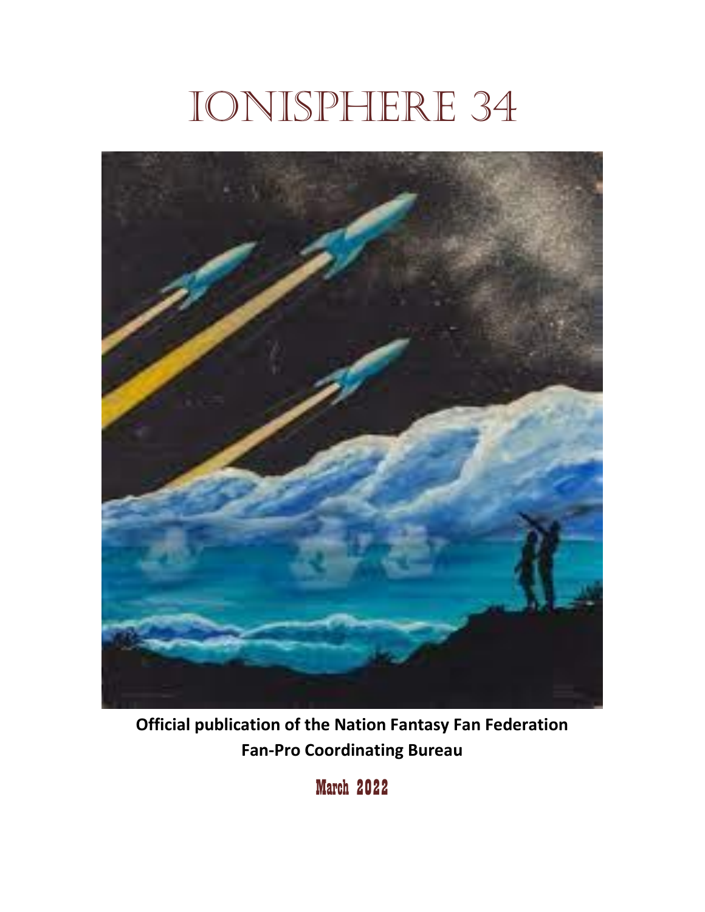# IONISPHERE 34

**Official publication of the Nation Fantasy Fan Federation Fan-Pro Coordinating Bureau**

**March 2022**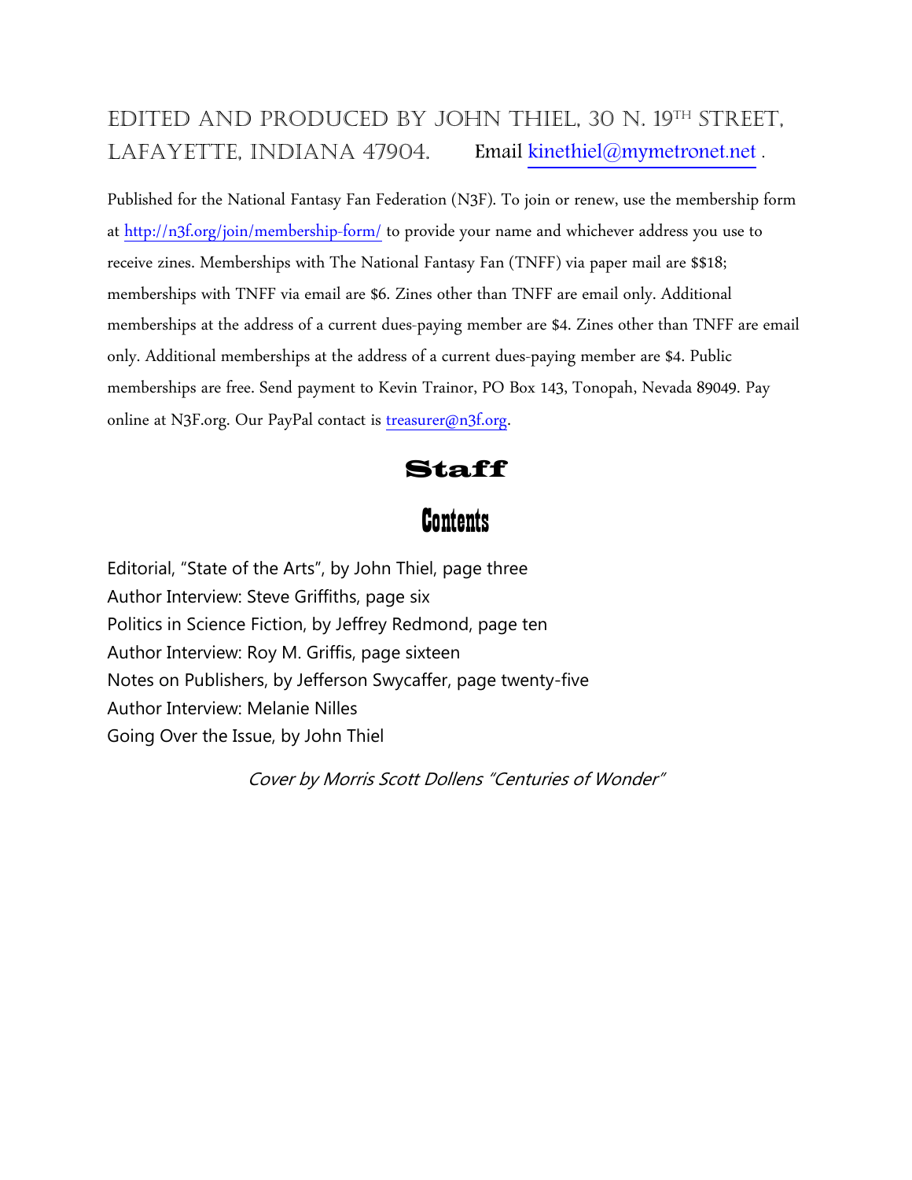EDITED AND PRODUCED BY JOHN THIEL, 30 N. 19TH STREET, LAFAYETTE, INDIANA 47904. Email kinethiel@mymetronet.net .

Published for the National Fantasy Fan Federation (N3F). To join or renew, use the membership form at http://n3f.org/join/membership-form/ to provide your name and whichever address you use to receive zines. Memberships with The National Fantasy Fan (TNFF) via paper mail are $$18; memberships with TNFF via email are $6. Zines other than TNFF are email only. Additional memberships at the address of a current dues-paying member are $4. Zines other than TNFF are email only. Additional memberships at the address of a current dues-paying member are $4. Public memberships are free. Send payment to Kevin Trainor, PO Box 143, Tonopah, Nevada 89049. Pay online at N3F.org. Our PayPal contact is treasurer@n3f.org.

## Staff

## Contents

Editorial, "State of the Arts", by John Thiel, page three
Author Interview: Steve Griffiths, page six
Politics in Science Fiction, by Jeffrey Redmond, page ten
Author Interview: Roy M. Griffis, page sixteen
Notes on Publishers, by Jefferson Swycaffer, page twenty-five
Author Interview: Melanie Nilles
Going Over the Issue, by John Thiel

*Cover by Morris Scott Dollens "Centuries of Wonder"*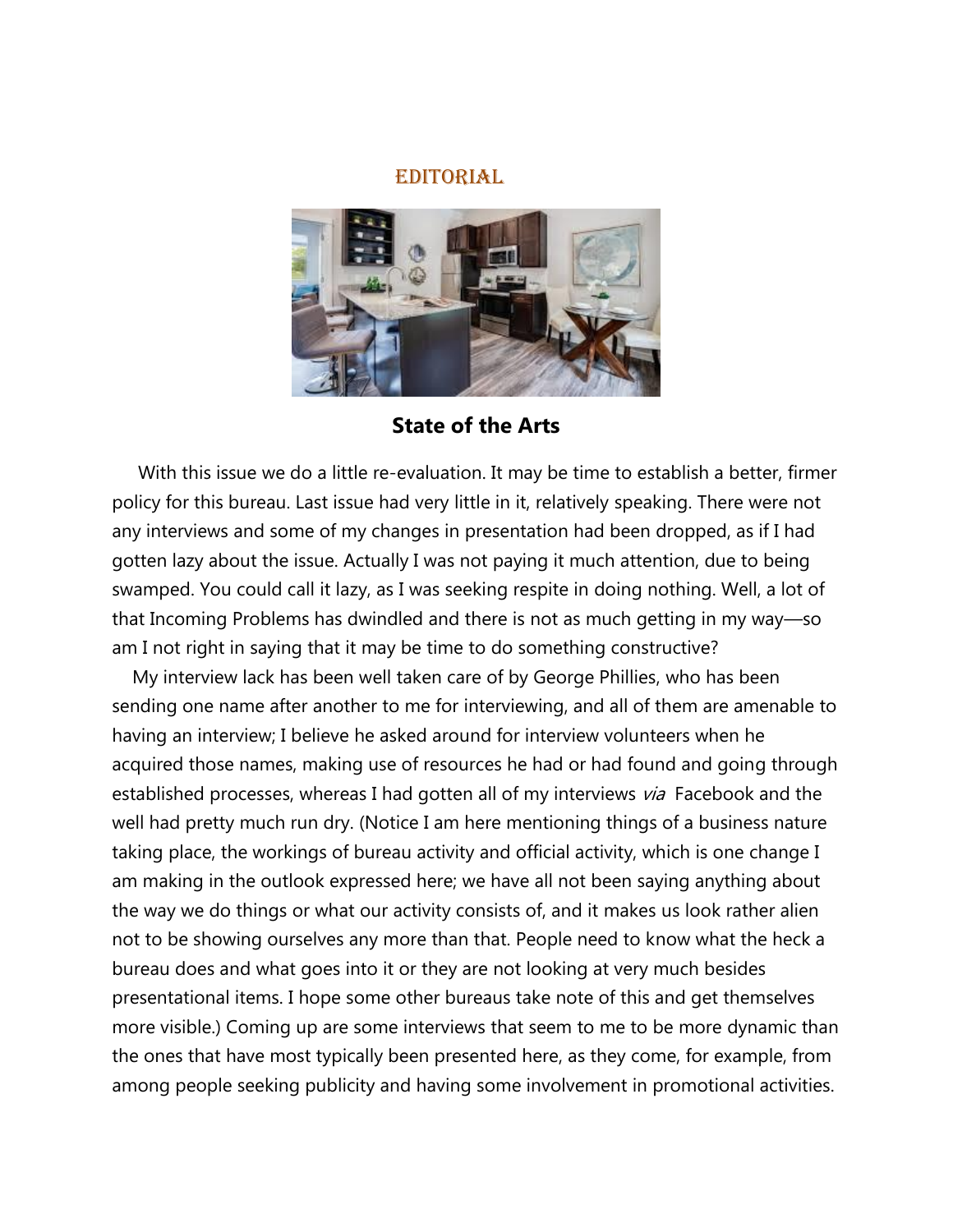## EDITORIAL

### State of the Arts

With this issue we do a little re-evaluation. It may be time to establish a better, firmer policy for this bureau. Last issue had very little in it, relatively speaking. There were not any interviews and some of my changes in presentation had been dropped, as if I had gotten lazy about the issue. Actually I was not paying it much attention, due to being swamped. You could call it lazy, as I was seeking respite in doing nothing. Well, a lot of that Incoming Problems has dwindled and there is not as much getting in my way—so am I not right in saying that it may be time to do something constructive?

My interview lack has been well taken care of by George Phillies, who has been sending one name after another to me for interviewing, and all of them are amenable to having an interview; I believe he asked around for interview volunteers when he acquired those names, making use of resources he had or had found and going through established processes, whereas I had gotten all of my interviews *via* Facebook and the well had pretty much run dry. (Notice I am here mentioning things of a business nature taking place, the workings of bureau activity and official activity, which is one change I am making in the outlook expressed here; we have all not been saying anything about the way we do things or what our activity consists of, and it makes us look rather alien not to be showing ourselves any more than that. People need to know what the heck a bureau does and what goes into it or they are not looking at very much besides presentational items. I hope some other bureaus take note of this and get themselves more visible.) Coming up are some interviews that seem to me to be more dynamic than the ones that have most typically been presented here, as they come, for example, from among people seeking publicity and having some involvement in promotional activities.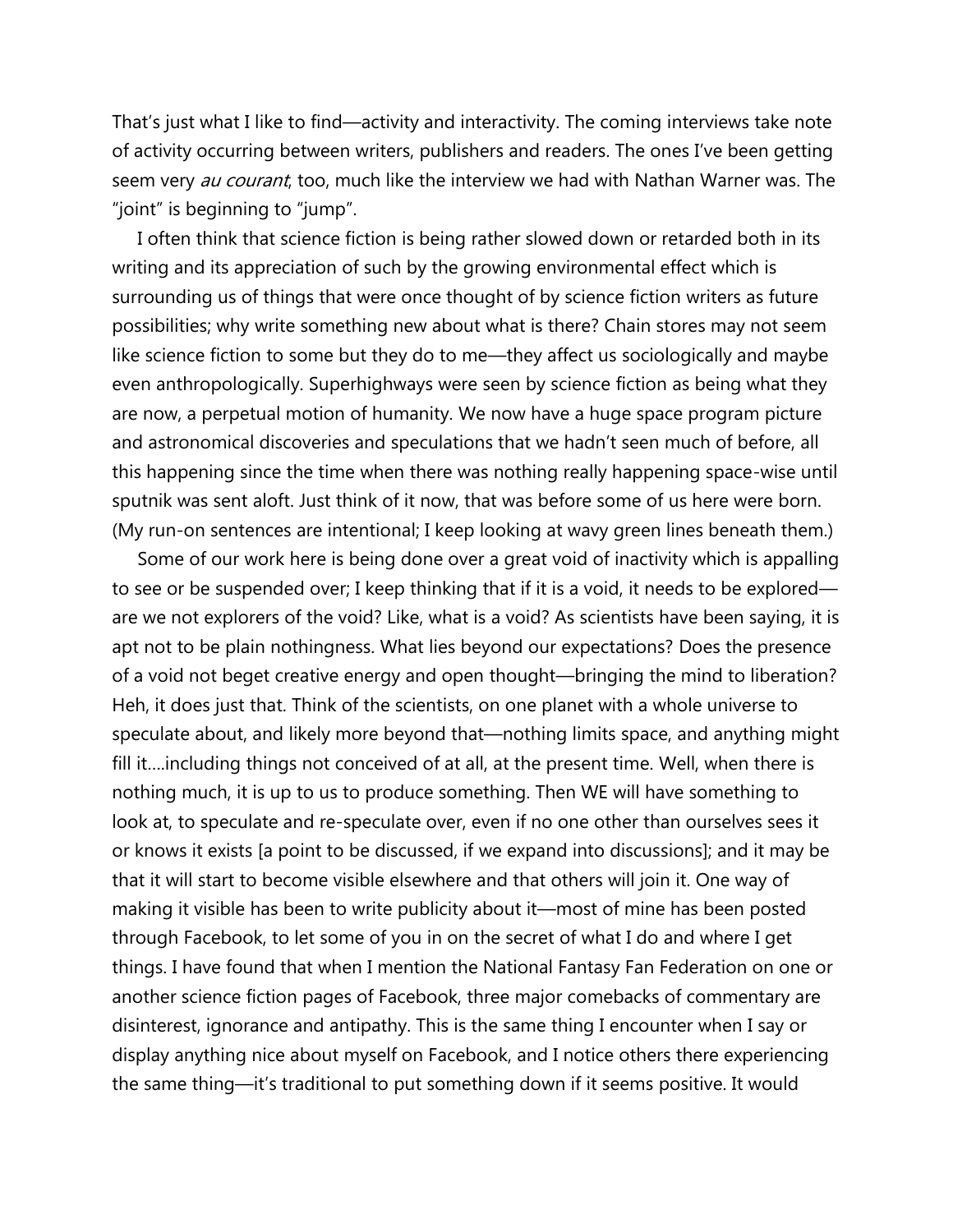That's just what I like to find—activity and interactivity. The coming interviews take note of activity occurring between writers, publishers and readers. The ones I've been getting seem very *au courant*, too, much like the interview we had with Nathan Warner was. The "joint" is beginning to "jump".

I often think that science fiction is being rather slowed down or retarded both in its writing and its appreciation of such by the growing environmental effect which is surrounding us of things that were once thought of by science fiction writers as future possibilities; why write something new about what is there? Chain stores may not seem like science fiction to some but they do to me—they affect us sociologically and maybe even anthropologically. Superhighways were seen by science fiction as being what they are now, a perpetual motion of humanity. We now have a huge space program picture and astronomical discoveries and speculations that we hadn't seen much of before, all this happening since the time when there was nothing really happening space-wise until sputnik was sent aloft. Just think of it now, that was before some of us here were born. (My run-on sentences are intentional; I keep looking at wavy green lines beneath them.)

Some of our work here is being done over a great void of inactivity which is appalling to see or be suspended over; I keep thinking that if it is a void, it needs to be explored—are we not explorers of the void? Like, what is a void? As scientists have been saying, it is apt not to be plain nothingness. What lies beyond our expectations? Does the presence of a void not beget creative energy and open thought—bringing the mind to liberation? Heh, it does just that. Think of the scientists, on one planet with a whole universe to speculate about, and likely more beyond that—nothing limits space, and anything might fill it….including things not conceived of at all, at the present time. Well, when there is nothing much, it is up to us to produce something. Then WE will have something to look at, to speculate and re-speculate over, even if no one other than ourselves sees it or knows it exists [a point to be discussed, if we expand into discussions]; and it may be that it will start to become visible elsewhere and that others will join it. One way of making it visible has been to write publicity about it—most of mine has been posted through Facebook, to let some of you in on the secret of what I do and where I get things. I have found that when I mention the National Fantasy Fan Federation on one or another science fiction pages of Facebook, three major comebacks of commentary are disinterest, ignorance and antipathy. This is the same thing I encounter when I say or display anything nice about myself on Facebook, and I notice others there experiencing the same thing—it's traditional to put something down if it seems positive. It would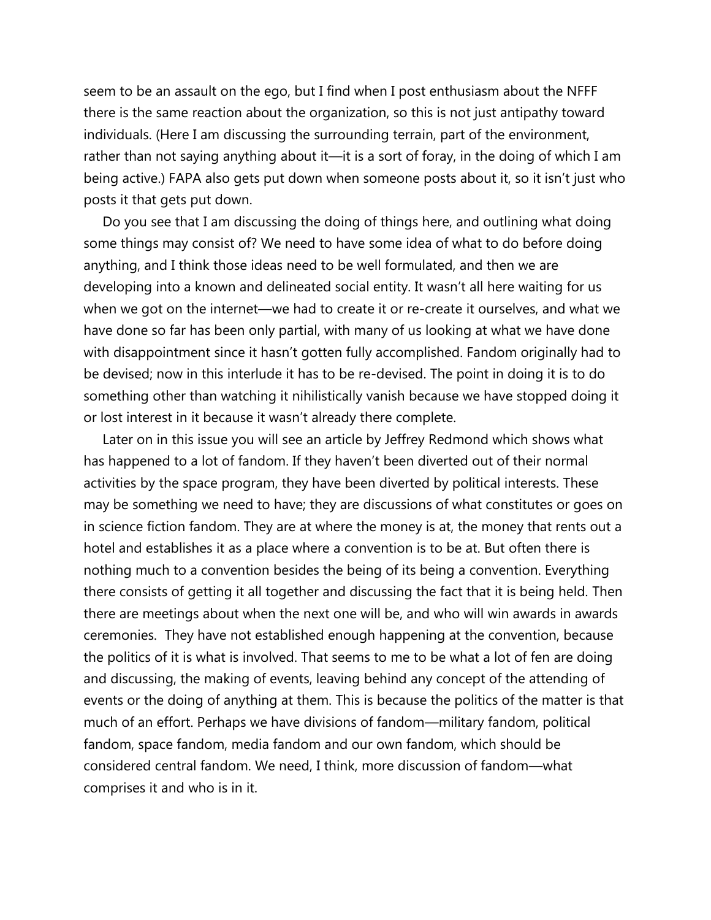seem to be an assault on the ego, but I find when I post enthusiasm about the NFFF there is the same reaction about the organization, so this is not just antipathy toward individuals. (Here I am discussing the surrounding terrain, part of the environment, rather than not saying anything about it—it is a sort of foray, in the doing of which I am being active.) FAPA also gets put down when someone posts about it, so it isn't just who posts it that gets put down.

Do you see that I am discussing the doing of things here, and outlining what doing some things may consist of? We need to have some idea of what to do before doing anything, and I think those ideas need to be well formulated, and then we are developing into a known and delineated social entity. It wasn't all here waiting for us when we got on the internet—we had to create it or re-create it ourselves, and what we have done so far has been only partial, with many of us looking at what we have done with disappointment since it hasn't gotten fully accomplished. Fandom originally had to be devised; now in this interlude it has to be re-devised. The point in doing it is to do something other than watching it nihilistically vanish because we have stopped doing it or lost interest in it because it wasn't already there complete.

Later on in this issue you will see an article by Jeffrey Redmond which shows what has happened to a lot of fandom. If they haven't been diverted out of their normal activities by the space program, they have been diverted by political interests. These may be something we need to have; they are discussions of what constitutes or goes on in science fiction fandom. They are at where the money is at, the money that rents out a hotel and establishes it as a place where a convention is to be at. But often there is nothing much to a convention besides the being of its being a convention. Everything there consists of getting it all together and discussing the fact that it is being held. Then there are meetings about when the next one will be, and who will win awards in awards ceremonies. They have not established enough happening at the convention, because the politics of it is what is involved. That seems to me to be what a lot of fen are doing and discussing, the making of events, leaving behind any concept of the attending of events or the doing of anything at them. This is because the politics of the matter is that much of an effort. Perhaps we have divisions of fandom—military fandom, political fandom, space fandom, media fandom and our own fandom, which should be considered central fandom. We need, I think, more discussion of fandom—what comprises it and who is in it.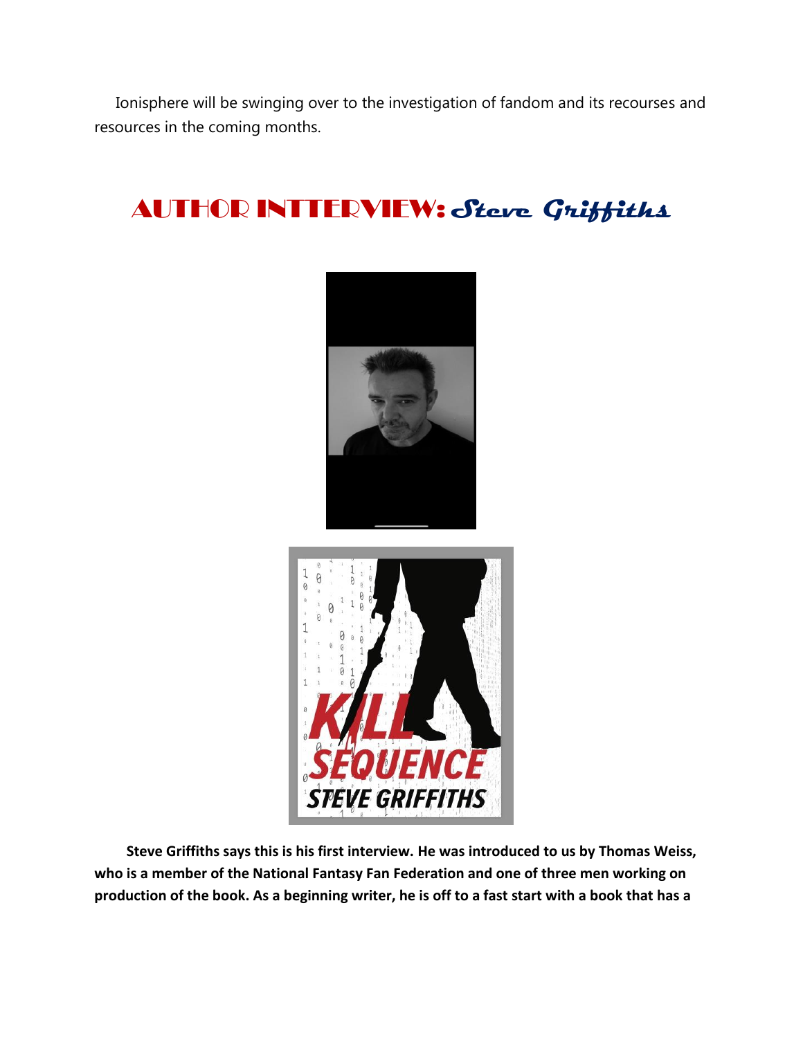Ionisphere will be swinging over to the investigation of fandom and its recourses and resources in the coming months.

## AUTHOR INTTERVIEW: *Steve Griffiths*

**Steve Griffiths says this is his first interview. He was introduced to us by Thomas Weiss, who is a member of the National Fantasy Fan Federation and one of three men working on production of the book. As a beginning writer, he is off to a fast start with a book that has a**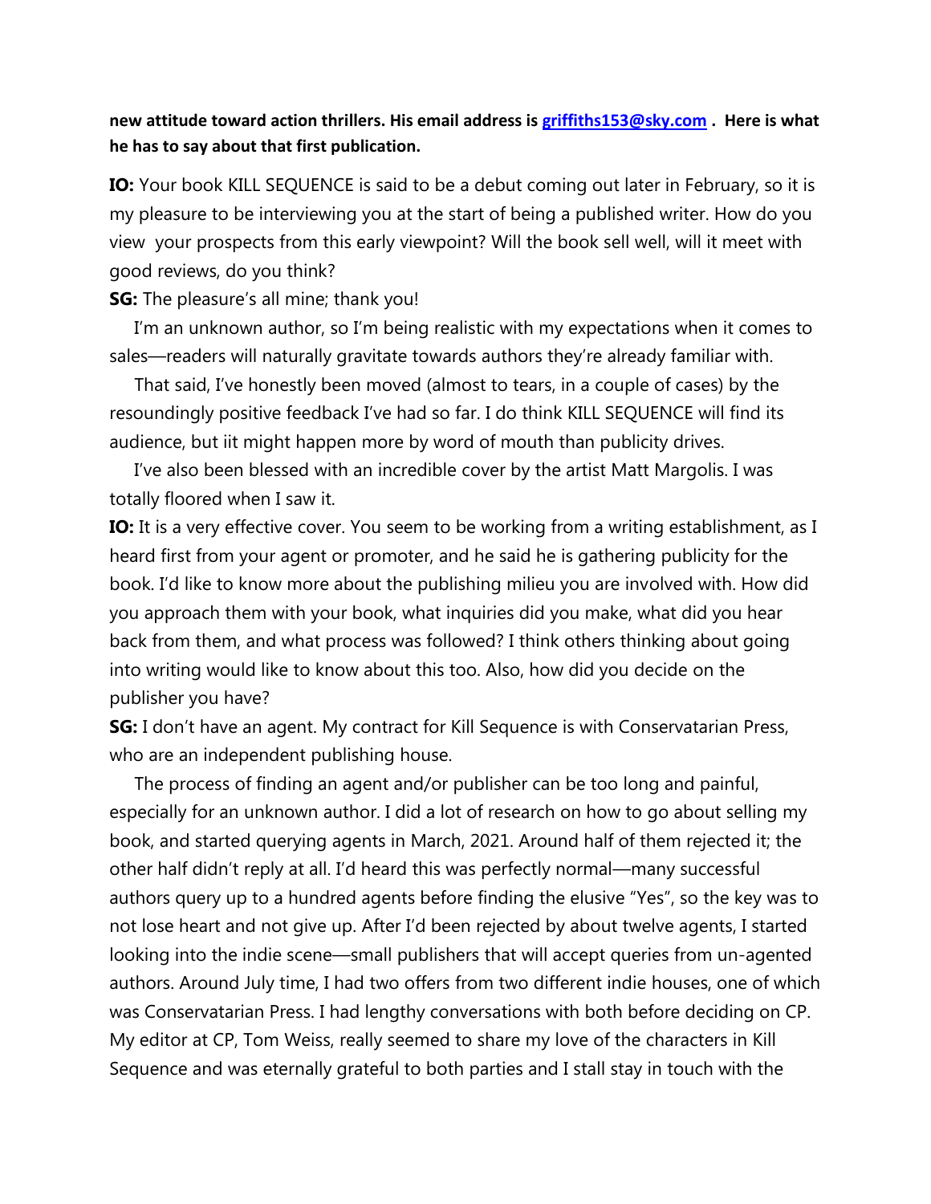**new attitude toward action thrillers. His email address is [griffiths153@sky.com](mailto:griffiths153@sky.com) . Here is what he has to say about that first publication.**

**IO:** Your book KILL SEQUENCE is said to be a debut coming out later in February, so it is my pleasure to be interviewing you at the start of being a published writer. How do you view your prospects from this early viewpoint? Will the book sell well, will it meet with good reviews, do you think?

**SG:** The pleasure's all mine; thank you!

I'm an unknown author, so I'm being realistic with my expectations when it comes to sales—readers will naturally gravitate towards authors they're already familiar with.

That said, I've honestly been moved (almost to tears, in a couple of cases) by the resoundingly positive feedback I've had so far. I do think KILL SEQUENCE will find its audience, but iit might happen more by word of mouth than publicity drives.

I've also been blessed with an incredible cover by the artist Matt Margolis. I was totally floored when I saw it.

**IO:** It is a very effective cover. You seem to be working from a writing establishment, as I heard first from your agent or promoter, and he said he is gathering publicity for the book. I'd like to know more about the publishing milieu you are involved with. How did you approach them with your book, what inquiries did you make, what did you hear back from them, and what process was followed? I think others thinking about going into writing would like to know about this too. Also, how did you decide on the publisher you have?

**SG:** I don't have an agent. My contract for Kill Sequence is with Conservatarian Press, who are an independent publishing house.

The process of finding an agent and/or publisher can be too long and painful, especially for an unknown author. I did a lot of research on how to go about selling my book, and started querying agents in March, 2021. Around half of them rejected it; the other half didn't reply at all. I'd heard this was perfectly normal—many successful authors query up to a hundred agents before finding the elusive "Yes", so the key was to not lose heart and not give up. After I'd been rejected by about twelve agents, I started looking into the indie scene—small publishers that will accept queries from un-agented authors. Around July time, I had two offers from two different indie houses, one of which was Conservatarian Press. I had lengthy conversations with both before deciding on CP. My editor at CP, Tom Weiss, really seemed to share my love of the characters in Kill Sequence and was eternally grateful to both parties and I stall stay in touch with the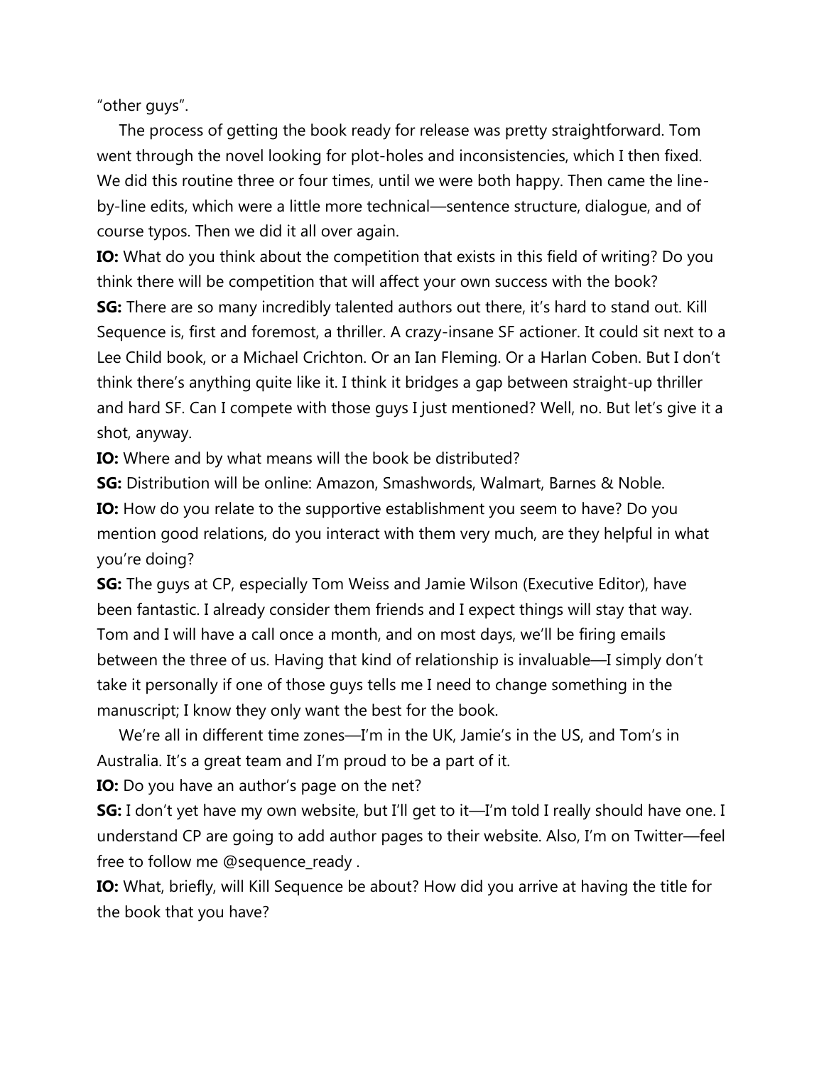"other guys".

The process of getting the book ready for release was pretty straightforward. Tom went through the novel looking for plot-holes and inconsistencies, which I then fixed. We did this routine three or four times, until we were both happy. Then came the line-by-line edits, which were a little more technical—sentence structure, dialogue, and of course typos. Then we did it all over again.

**IO:** What do you think about the competition that exists in this field of writing? Do you think there will be competition that will affect your own success with the book?

**SG:** There are so many incredibly talented authors out there, it's hard to stand out. Kill Sequence is, first and foremost, a thriller. A crazy-insane SF actioner. It could sit next to a Lee Child book, or a Michael Crichton. Or an Ian Fleming. Or a Harlan Coben. But I don't think there's anything quite like it. I think it bridges a gap between straight-up thriller and hard SF. Can I compete with those guys I just mentioned? Well, no. But let's give it a shot, anyway.

**IO:** Where and by what means will the book be distributed?

**SG:** Distribution will be online: Amazon, Smashwords, Walmart, Barnes & Noble.

**IO:** How do you relate to the supportive establishment you seem to have? Do you mention good relations, do you interact with them very much, are they helpful in what you're doing?

**SG:** The guys at CP, especially Tom Weiss and Jamie Wilson (Executive Editor), have been fantastic. I already consider them friends and I expect things will stay that way. Tom and I will have a call once a month, and on most days, we'll be firing emails between the three of us. Having that kind of relationship is invaluable—I simply don't take it personally if one of those guys tells me I need to change something in the manuscript; I know they only want the best for the book.

We're all in different time zones—I'm in the UK, Jamie's in the US, and Tom's in Australia. It's a great team and I'm proud to be a part of it.

**IO:** Do you have an author's page on the net?

**SG:** I don't yet have my own website, but I'll get to it—I'm told I really should have one. I understand CP are going to add author pages to their website. Also, I'm on Twitter—feel free to follow me @sequence_ready .

**IO:** What, briefly, will Kill Sequence be about? How did you arrive at having the title for the book that you have?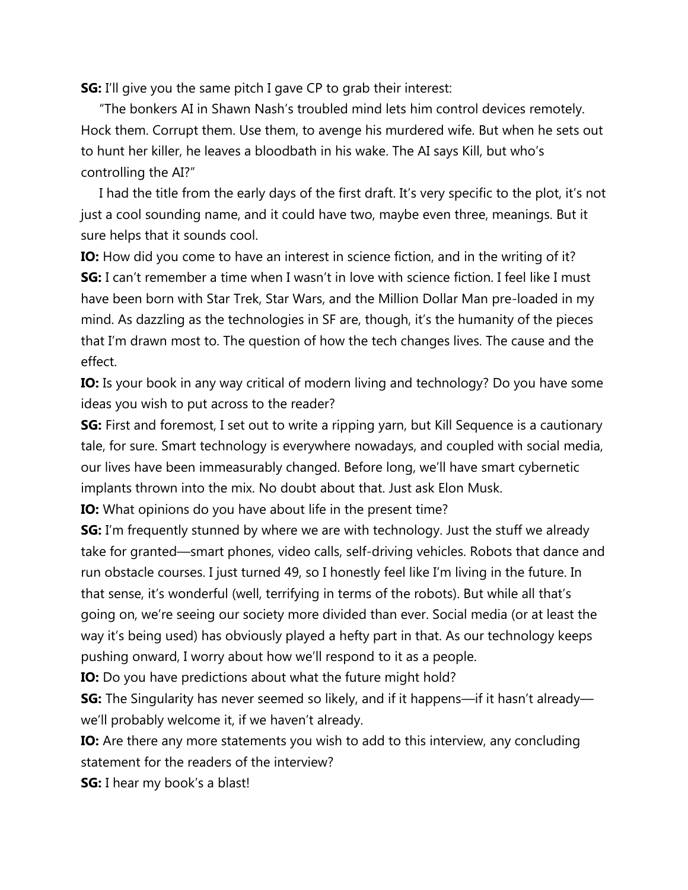**SG:** I'll give you the same pitch I gave CP to grab their interest:

"The bonkers AI in Shawn Nash's troubled mind lets him control devices remotely. Hock them. Corrupt them. Use them, to avenge his murdered wife. But when he sets out to hunt her killer, he leaves a bloodbath in his wake. The AI says Kill, but who's controlling the AI?"

I had the title from the early days of the first draft. It's very specific to the plot, it's not just a cool sounding name, and it could have two, maybe even three, meanings. But it sure helps that it sounds cool.

**IO:** How did you come to have an interest in science fiction, and in the writing of it?

**SG:** I can't remember a time when I wasn't in love with science fiction. I feel like I must have been born with Star Trek, Star Wars, and the Million Dollar Man pre-loaded in my mind. As dazzling as the technologies in SF are, though, it's the humanity of the pieces that I'm drawn most to. The question of how the tech changes lives. The cause and the effect.

**IO:** Is your book in any way critical of modern living and technology? Do you have some ideas you wish to put across to the reader?

**SG:** First and foremost, I set out to write a ripping yarn, but Kill Sequence is a cautionary tale, for sure. Smart technology is everywhere nowadays, and coupled with social media, our lives have been immeasurably changed. Before long, we'll have smart cybernetic implants thrown into the mix. No doubt about that. Just ask Elon Musk.

**IO:** What opinions do you have about life in the present time?

**SG:** I'm frequently stunned by where we are with technology. Just the stuff we already take for granted—smart phones, video calls, self-driving vehicles. Robots that dance and run obstacle courses. I just turned 49, so I honestly feel like I'm living in the future. In that sense, it's wonderful (well, terrifying in terms of the robots). But while all that's going on, we're seeing our society more divided than ever. Social media (or at least the way it's being used) has obviously played a hefty part in that. As our technology keeps pushing onward, I worry about how we'll respond to it as a people.

**IO:** Do you have predictions about what the future might hold?

**SG:** The Singularity has never seemed so likely, and if it happens—if it hasn't already—we'll probably welcome it, if we haven't already.

**IO:** Are there any more statements you wish to add to this interview, any concluding statement for the readers of the interview?

**SG:** I hear my book's a blast!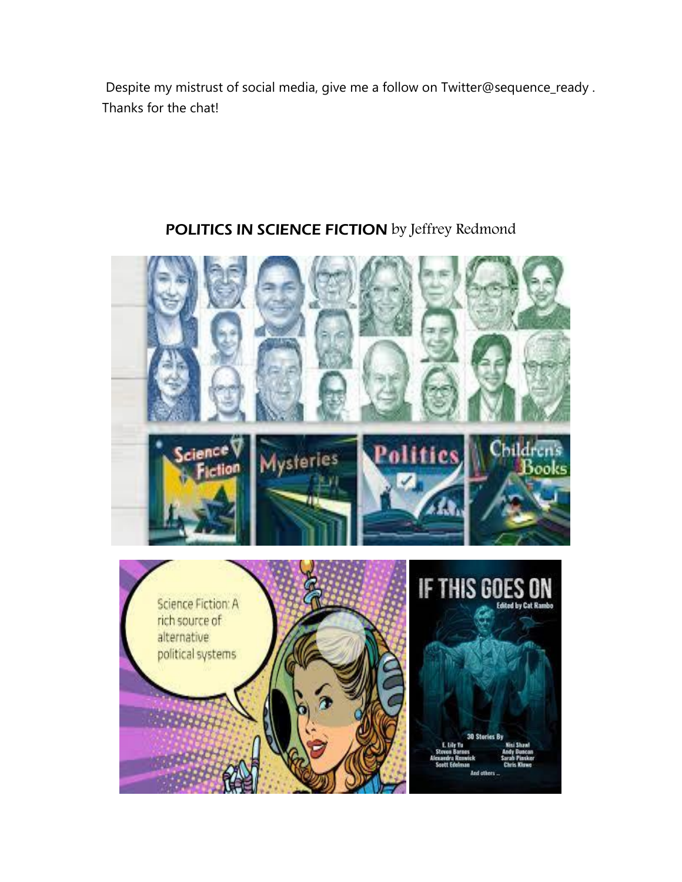Despite my mistrust of social media, give me a follow on Twitter@sequence_ready . Thanks for the chat!

## POLITICS IN SCIENCE FICTION by Jeffrey Redmond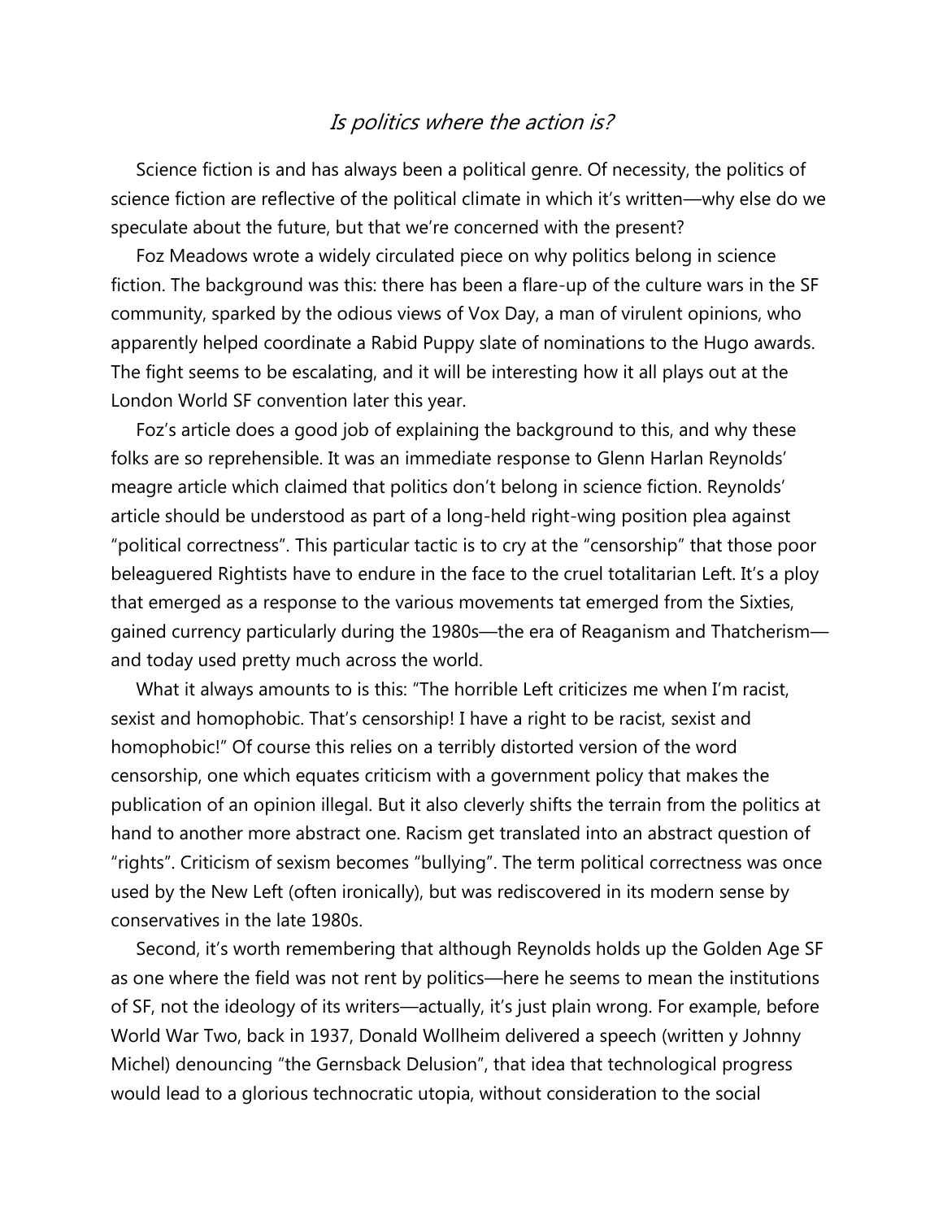## *Is politics where the action is?*

Science fiction is and has always been a political genre. Of necessity, the politics of science fiction are reflective of the political climate in which it's written—why else do we speculate about the future, but that we're concerned with the present?

Foz Meadows wrote a widely circulated piece on why politics belong in science fiction. The background was this: there has been a flare-up of the culture wars in the SF community, sparked by the odious views of Vox Day, a man of virulent opinions, who apparently helped coordinate a Rabid Puppy slate of nominations to the Hugo awards. The fight seems to be escalating, and it will be interesting how it all plays out at the London World SF convention later this year.

Foz's article does a good job of explaining the background to this, and why these folks are so reprehensible. It was an immediate response to Glenn Harlan Reynolds' meagre article which claimed that politics don't belong in science fiction. Reynolds' article should be understood as part of a long-held right-wing position plea against "political correctness". This particular tactic is to cry at the "censorship" that those poor beleaguered Rightists have to endure in the face to the cruel totalitarian Left. It's a ploy that emerged as a response to the various movements tat emerged from the Sixties, gained currency particularly during the 1980s—the era of Reaganism and Thatcherism—and today used pretty much across the world.

What it always amounts to is this: "The horrible Left criticizes me when I'm racist, sexist and homophobic. That's censorship! I have a right to be racist, sexist and homophobic!" Of course this relies on a terribly distorted version of the word censorship, one which equates criticism with a government policy that makes the publication of an opinion illegal. But it also cleverly shifts the terrain from the politics at hand to another more abstract one. Racism get translated into an abstract question of "rights". Criticism of sexism becomes "bullying". The term political correctness was once used by the New Left (often ironically), but was rediscovered in its modern sense by conservatives in the late 1980s.

Second, it's worth remembering that although Reynolds holds up the Golden Age SF as one where the field was not rent by politics—here he seems to mean the institutions of SF, not the ideology of its writers—actually, it's just plain wrong. For example, before World War Two, back in 1937, Donald Wollheim delivered a speech (written y Johnny Michel) denouncing "the Gernsback Delusion", that idea that technological progress would lead to a glorious technocratic utopia, without consideration to the social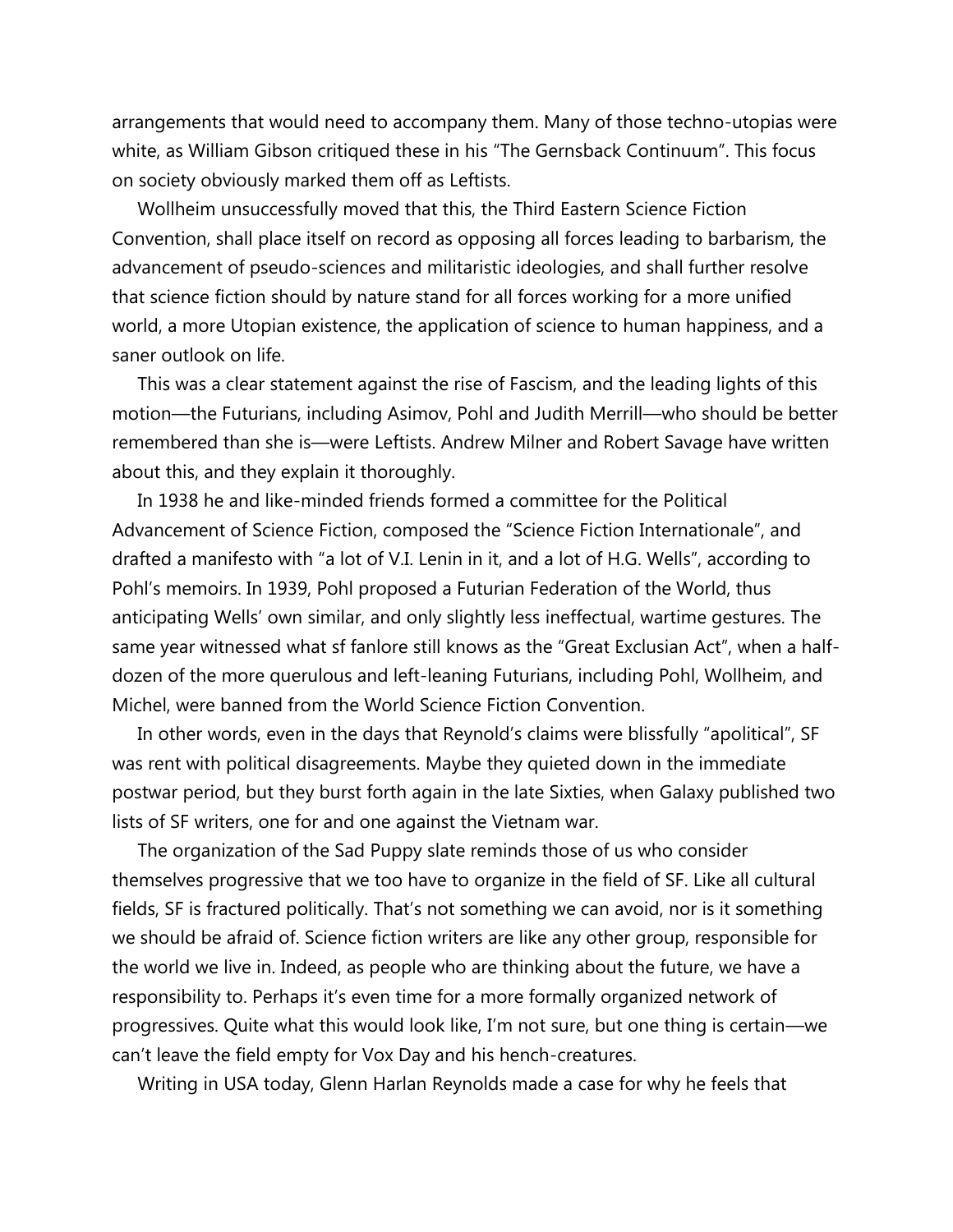arrangements that would need to accompany them. Many of those techno-utopias were white, as William Gibson critiqued these in his "The Gernsback Continuum". This focus on society obviously marked them off as Leftists.

Wollheim unsuccessfully moved that this, the Third Eastern Science Fiction Convention, shall place itself on record as opposing all forces leading to barbarism, the advancement of pseudo-sciences and militaristic ideologies, and shall further resolve that science fiction should by nature stand for all forces working for a more unified world, a more Utopian existence, the application of science to human happiness, and a saner outlook on life.

This was a clear statement against the rise of Fascism, and the leading lights of this motion—the Futurians, including Asimov, Pohl and Judith Merrill—who should be better remembered than she is—were Leftists. Andrew Milner and Robert Savage have written about this, and they explain it thoroughly.

In 1938 he and like-minded friends formed a committee for the Political Advancement of Science Fiction, composed the "Science Fiction Internationale", and drafted a manifesto with "a lot of V.I. Lenin in it, and a lot of H.G. Wells", according to Pohl's memoirs. In 1939, Pohl proposed a Futurian Federation of the World, thus anticipating Wells' own similar, and only slightly less ineffectual, wartime gestures. The same year witnessed what sf fanlore still knows as the "Great Exclusian Act", when a half-dozen of the more querulous and left-leaning Futurians, including Pohl, Wollheim, and Michel, were banned from the World Science Fiction Convention.

In other words, even in the days that Reynold's claims were blissfully "apolitical", SF was rent with political disagreements. Maybe they quieted down in the immediate postwar period, but they burst forth again in the late Sixties, when Galaxy published two lists of SF writers, one for and one against the Vietnam war.

The organization of the Sad Puppy slate reminds those of us who consider themselves progressive that we too have to organize in the field of SF. Like all cultural fields, SF is fractured politically. That's not something we can avoid, nor is it something we should be afraid of. Science fiction writers are like any other group, responsible for the world we live in. Indeed, as people who are thinking about the future, we have a responsibility to. Perhaps it's even time for a more formally organized network of progressives. Quite what this would look like, I'm not sure, but one thing is certain—we can't leave the field empty for Vox Day and his hench-creatures.

Writing in USA today, Glenn Harlan Reynolds made a case for why he feels that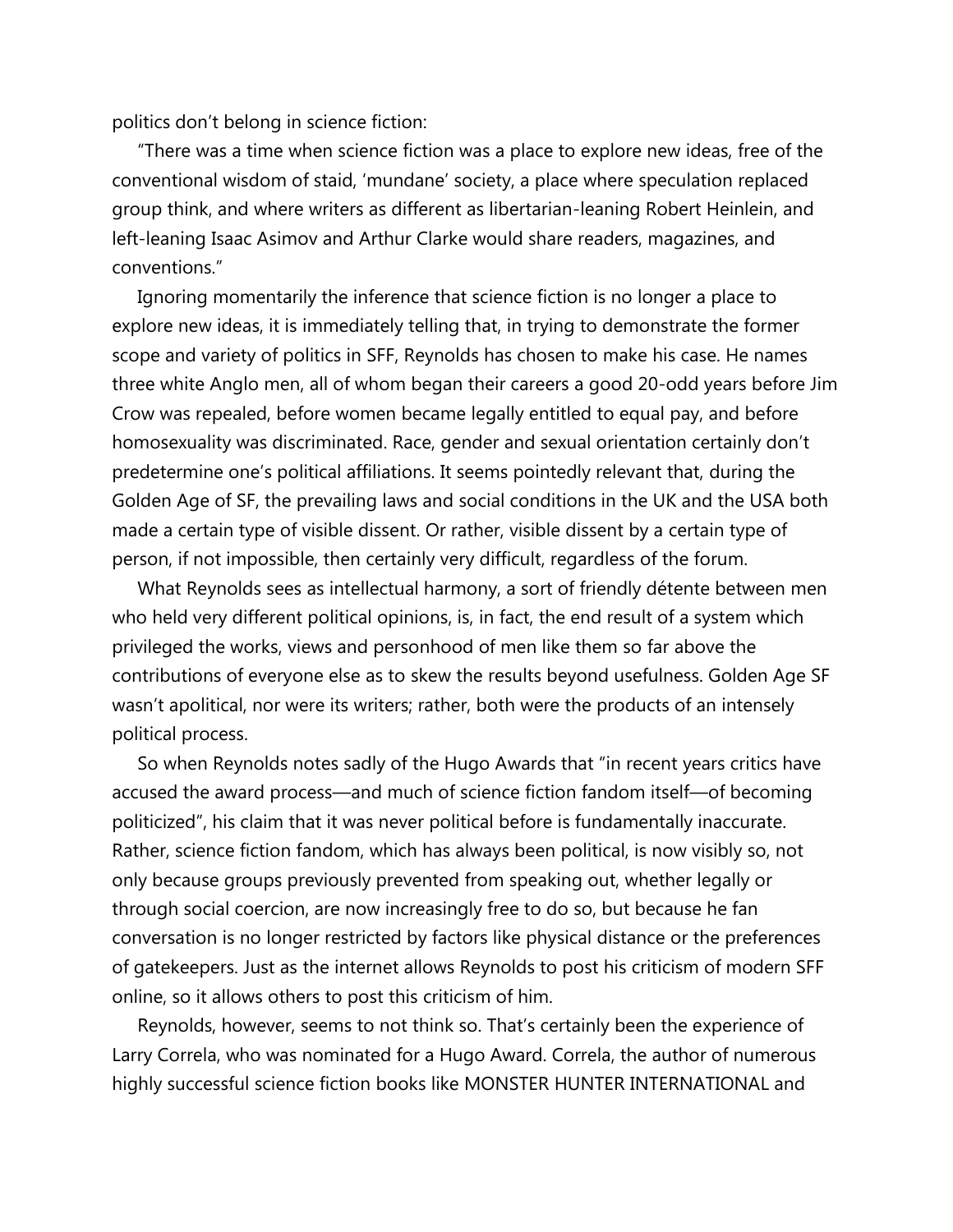politics don't belong in science fiction:

"There was a time when science fiction was a place to explore new ideas, free of the conventional wisdom of staid, 'mundane' society, a place where speculation replaced group think, and where writers as different as libertarian-leaning Robert Heinlein, and left-leaning Isaac Asimov and Arthur Clarke would share readers, magazines, and conventions."

Ignoring momentarily the inference that science fiction is no longer a place to explore new ideas, it is immediately telling that, in trying to demonstrate the former scope and variety of politics in SFF, Reynolds has chosen to make his case. He names three white Anglo men, all of whom began their careers a good 20-odd years before Jim Crow was repealed, before women became legally entitled to equal pay, and before homosexuality was discriminated. Race, gender and sexual orientation certainly don't predetermine one's political affiliations. It seems pointedly relevant that, during the Golden Age of SF, the prevailing laws and social conditions in the UK and the USA both made a certain type of visible dissent. Or rather, visible dissent by a certain type of person, if not impossible, then certainly very difficult, regardless of the forum.

What Reynolds sees as intellectual harmony, a sort of friendly détente between men who held very different political opinions, is, in fact, the end result of a system which privileged the works, views and personhood of men like them so far above the contributions of everyone else as to skew the results beyond usefulness. Golden Age SF wasn't apolitical, nor were its writers; rather, both were the products of an intensely political process.

So when Reynolds notes sadly of the Hugo Awards that "in recent years critics have accused the award process—and much of science fiction fandom itself—of becoming politicized", his claim that it was never political before is fundamentally inaccurate. Rather, science fiction fandom, which has always been political, is now visibly so, not only because groups previously prevented from speaking out, whether legally or through social coercion, are now increasingly free to do so, but because he fan conversation is no longer restricted by factors like physical distance or the preferences of gatekeepers. Just as the internet allows Reynolds to post his criticism of modern SFF online, so it allows others to post this criticism of him.

Reynolds, however, seems to not think so. That's certainly been the experience of Larry Correla, who was nominated for a Hugo Award. Correla, the author of numerous highly successful science fiction books like MONSTER HUNTER INTERNATIONAL and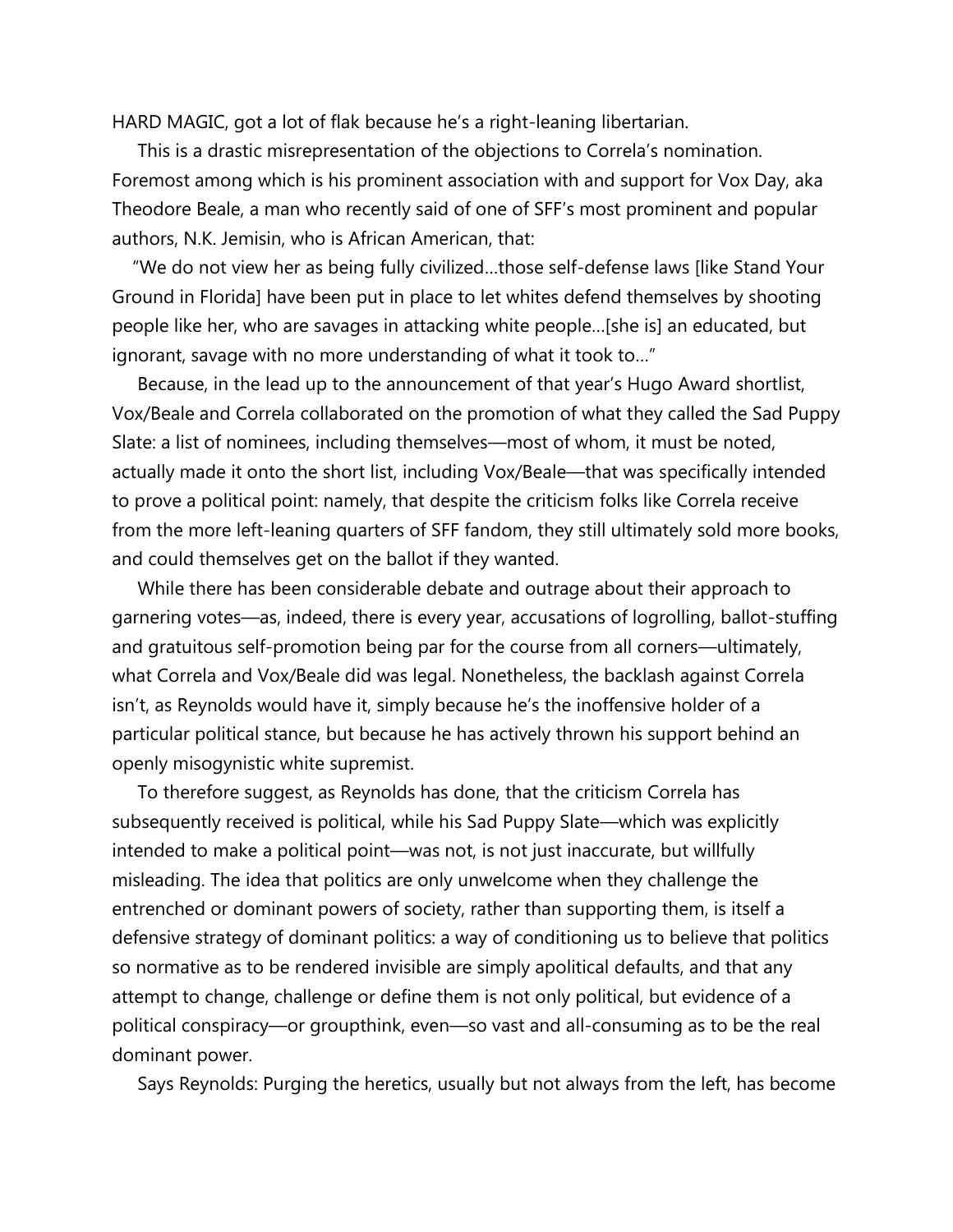HARD MAGIC, got a lot of flak because he's a right-leaning libertarian.

This is a drastic misrepresentation of the objections to Correla's nomination. Foremost among which is his prominent association with and support for Vox Day, aka Theodore Beale, a man who recently said of one of SFF's most prominent and popular authors, N.K. Jemisin, who is African American, that:

"We do not view her as being fully civilized…those self-defense laws [like Stand Your Ground in Florida] have been put in place to let whites defend themselves by shooting people like her, who are savages in attacking white people…[she is] an educated, but ignorant, savage with no more understanding of what it took to…"

Because, in the lead up to the announcement of that year's Hugo Award shortlist, Vox/Beale and Correla collaborated on the promotion of what they called the Sad Puppy Slate: a list of nominees, including themselves—most of whom, it must be noted, actually made it onto the short list, including Vox/Beale—that was specifically intended to prove a political point: namely, that despite the criticism folks like Correla receive from the more left-leaning quarters of SFF fandom, they still ultimately sold more books, and could themselves get on the ballot if they wanted.

While there has been considerable debate and outrage about their approach to garnering votes—as, indeed, there is every year, accusations of logrolling, ballot-stuffing and gratuitous self-promotion being par for the course from all corners—ultimately, what Correla and Vox/Beale did was legal. Nonetheless, the backlash against Correla isn't, as Reynolds would have it, simply because he's the inoffensive holder of a particular political stance, but because he has actively thrown his support behind an openly misogynistic white supremist.

To therefore suggest, as Reynolds has done, that the criticism Correla has subsequently received is political, while his Sad Puppy Slate—which was explicitly intended to make a political point—was not, is not just inaccurate, but willfully misleading. The idea that politics are only unwelcome when they challenge the entrenched or dominant powers of society, rather than supporting them, is itself a defensive strategy of dominant politics: a way of conditioning us to believe that politics so normative as to be rendered invisible are simply apolitical defaults, and that any attempt to change, challenge or define them is not only political, but evidence of a political conspiracy—or groupthink, even—so vast and all-consuming as to be the real dominant power.

Says Reynolds: Purging the heretics, usually but not always from the left, has become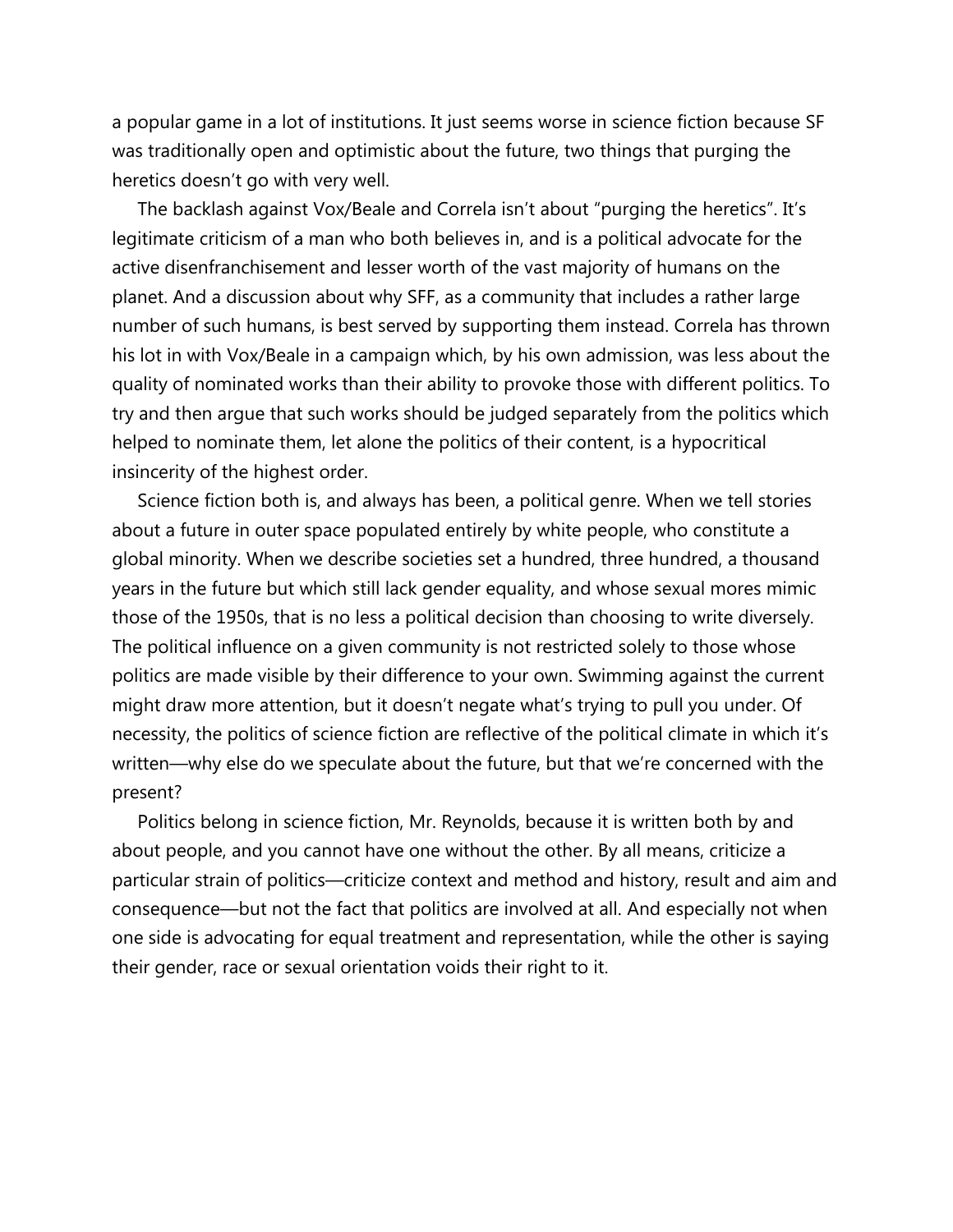a popular game in a lot of institutions. It just seems worse in science fiction because SF was traditionally open and optimistic about the future, two things that purging the heretics doesn't go with very well.

The backlash against Vox/Beale and Correla isn't about "purging the heretics". It's legitimate criticism of a man who both believes in, and is a political advocate for the active disenfranchisement and lesser worth of the vast majority of humans on the planet. And a discussion about why SFF, as a community that includes a rather large number of such humans, is best served by supporting them instead. Correla has thrown his lot in with Vox/Beale in a campaign which, by his own admission, was less about the quality of nominated works than their ability to provoke those with different politics. To try and then argue that such works should be judged separately from the politics which helped to nominate them, let alone the politics of their content, is a hypocritical insincerity of the highest order.

Science fiction both is, and always has been, a political genre. When we tell stories about a future in outer space populated entirely by white people, who constitute a global minority. When we describe societies set a hundred, three hundred, a thousand years in the future but which still lack gender equality, and whose sexual mores mimic those of the 1950s, that is no less a political decision than choosing to write diversely. The political influence on a given community is not restricted solely to those whose politics are made visible by their difference to your own. Swimming against the current might draw more attention, but it doesn't negate what's trying to pull you under. Of necessity, the politics of science fiction are reflective of the political climate in which it's written—why else do we speculate about the future, but that we're concerned with the present?

Politics belong in science fiction, Mr. Reynolds, because it is written both by and about people, and you cannot have one without the other. By all means, criticize a particular strain of politics—criticize context and method and history, result and aim and consequence—but not the fact that politics are involved at all. And especially not when one side is advocating for equal treatment and representation, while the other is saying their gender, race or sexual orientation voids their right to it.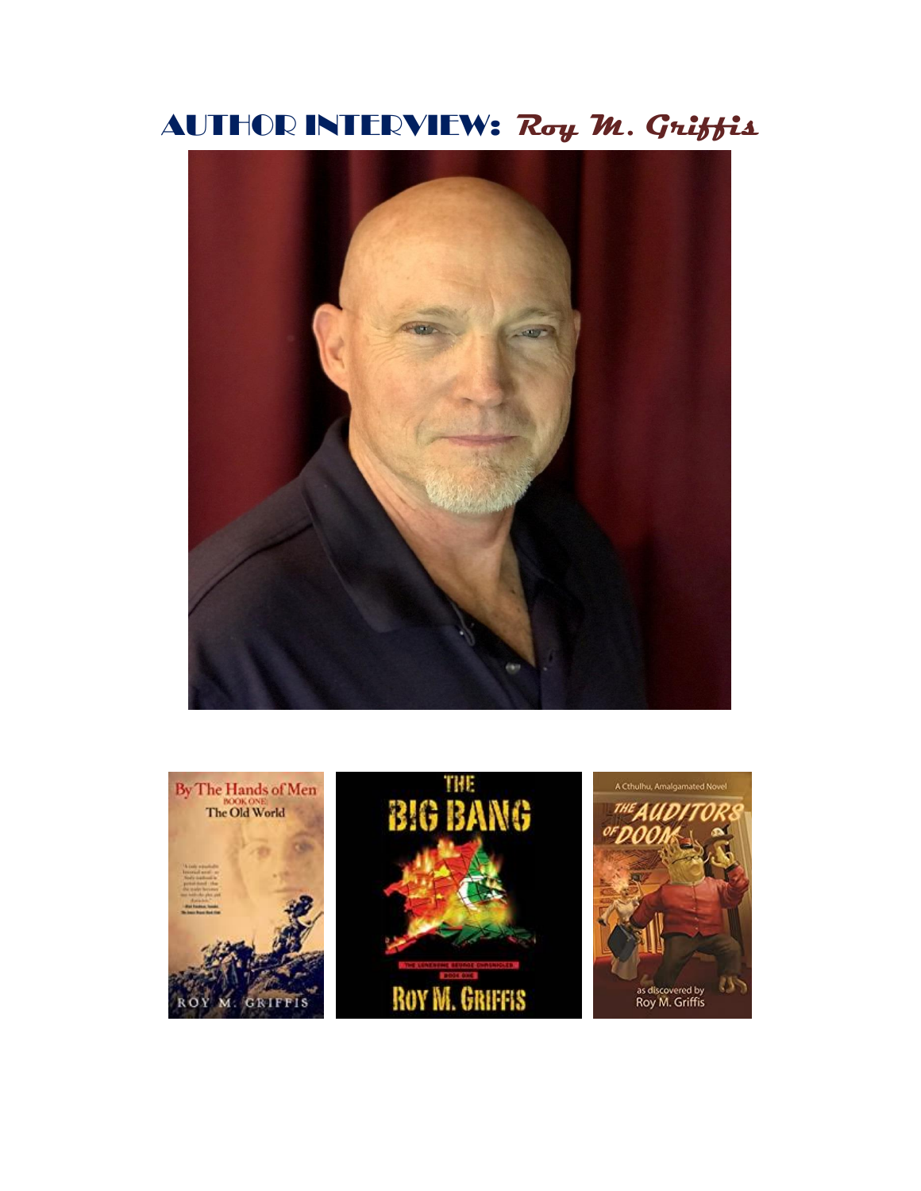# AUTHOR INTERVIEW: *Roy M. Griffis*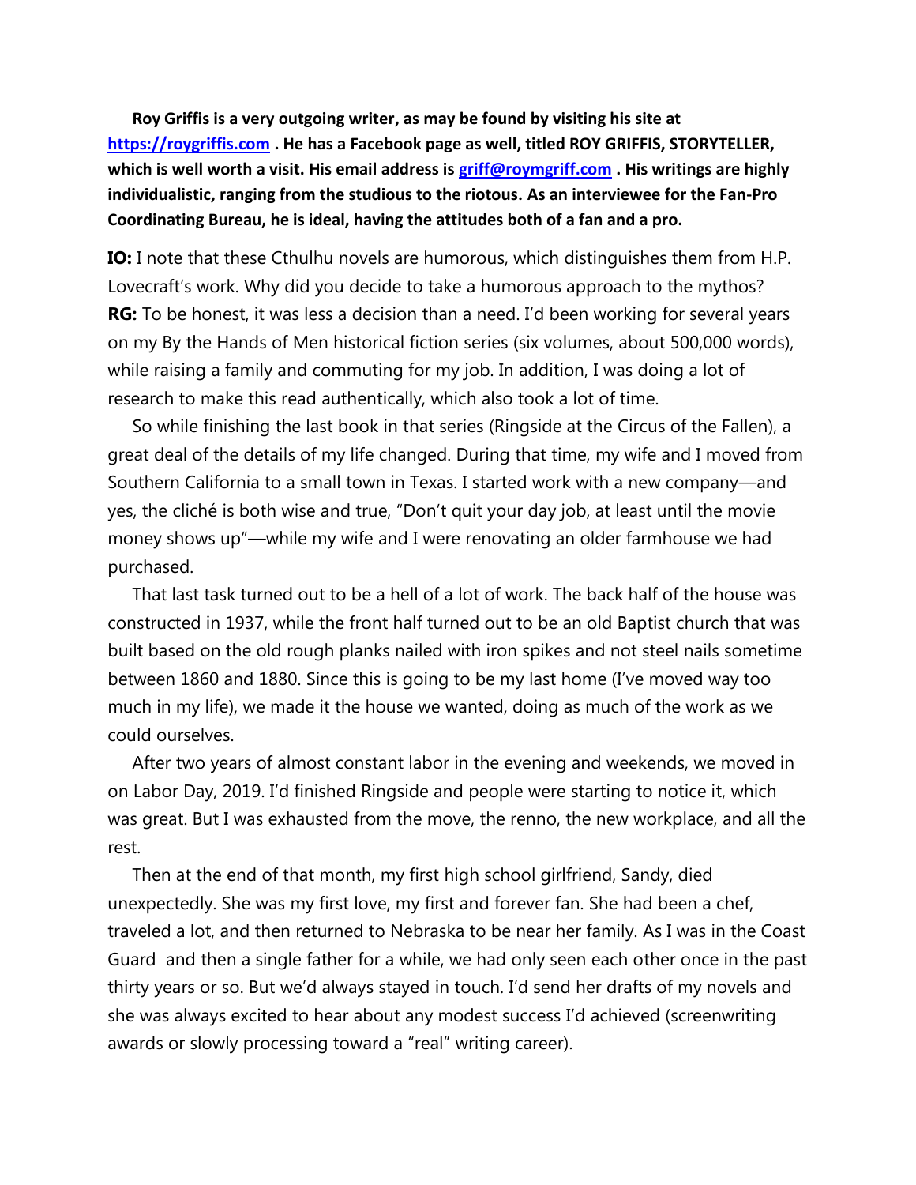**Roy Griffis is a very outgoing writer, as may be found by visiting his site at [https://roygriffis.com](https://roygriffis.com) . He has a Facebook page as well, titled ROY GRIFFIS, STORYTELLER, which is well worth a visit. His email address is [griff@roymgriff.com](mailto:griff@roymgriff.com) . His writings are highly individualistic, ranging from the studious to the riotous. As an interviewee for the Fan-Pro Coordinating Bureau, he is ideal, having the attitudes both of a fan and a pro.**

**IO:** I note that these Cthulhu novels are humorous, which distinguishes them from H.P. Lovecraft's work. Why did you decide to take a humorous approach to the mythos?

**RG:** To be honest, it was less a decision than a need. I'd been working for several years on my By the Hands of Men historical fiction series (six volumes, about 500,000 words), while raising a family and commuting for my job. In addition, I was doing a lot of research to make this read authentically, which also took a lot of time.

So while finishing the last book in that series (Ringside at the Circus of the Fallen), a great deal of the details of my life changed. During that time, my wife and I moved from Southern California to a small town in Texas. I started work with a new company—and yes, the cliché is both wise and true, "Don't quit your day job, at least until the movie money shows up"—while my wife and I were renovating an older farmhouse we had purchased.

That last task turned out to be a hell of a lot of work. The back half of the house was constructed in 1937, while the front half turned out to be an old Baptist church that was built based on the old rough planks nailed with iron spikes and not steel nails sometime between 1860 and 1880. Since this is going to be my last home (I've moved way too much in my life), we made it the house we wanted, doing as much of the work as we could ourselves.

After two years of almost constant labor in the evening and weekends, we moved in on Labor Day, 2019. I'd finished Ringside and people were starting to notice it, which was great. But I was exhausted from the move, the renno, the new workplace, and all the rest.

Then at the end of that month, my first high school girlfriend, Sandy, died unexpectedly. She was my first love, my first and forever fan. She had been a chef, traveled a lot, and then returned to Nebraska to be near her family. As I was in the Coast Guard and then a single father for a while, we had only seen each other once in the past thirty years or so. But we'd always stayed in touch. I'd send her drafts of my novels and she was always excited to hear about any modest success I'd achieved (screenwriting awards or slowly processing toward a "real" writing career).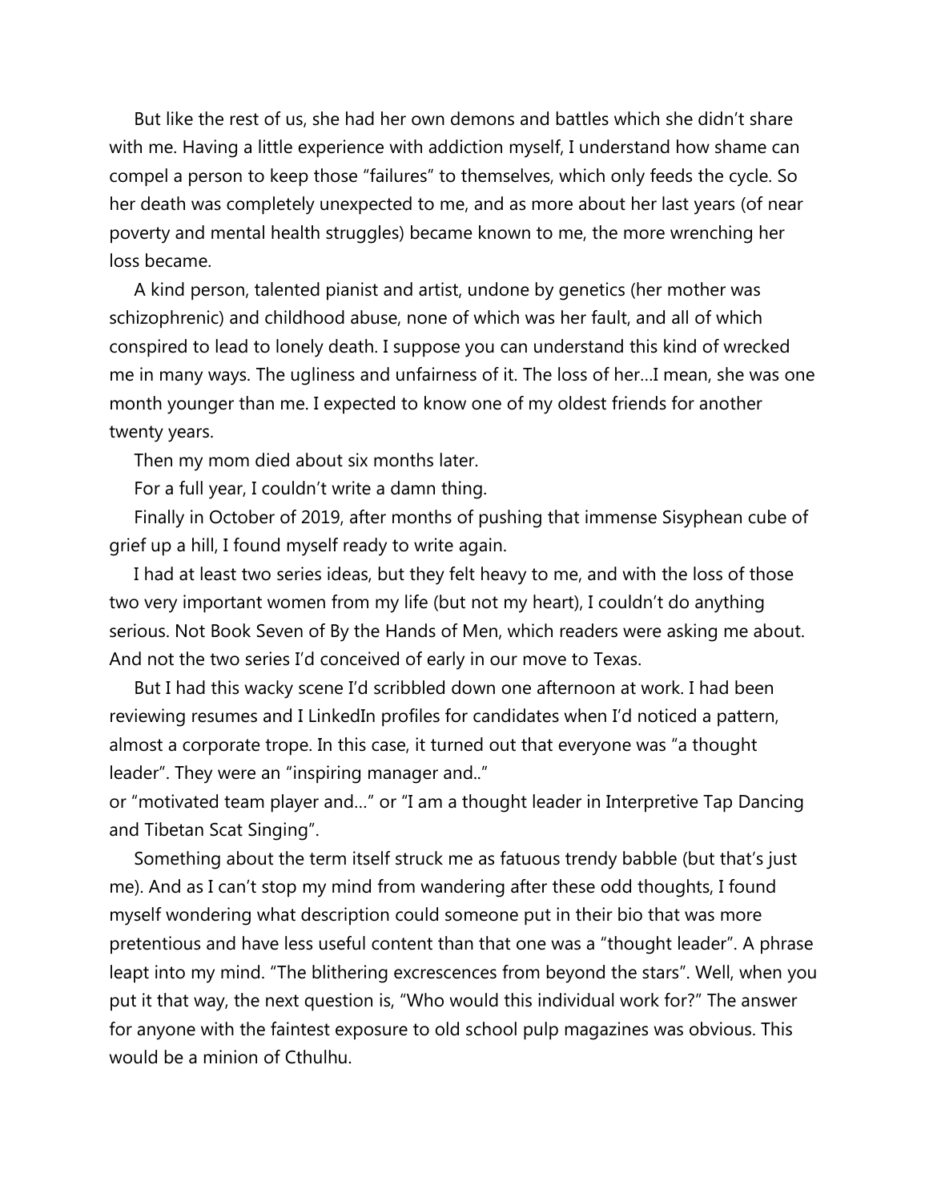But like the rest of us, she had her own demons and battles which she didn't share with me. Having a little experience with addiction myself, I understand how shame can compel a person to keep those "failures" to themselves, which only feeds the cycle. So her death was completely unexpected to me, and as more about her last years (of near poverty and mental health struggles) became known to me, the more wrenching her loss became.

A kind person, talented pianist and artist, undone by genetics (her mother was schizophrenic) and childhood abuse, none of which was her fault, and all of which conspired to lead to lonely death. I suppose you can understand this kind of wrecked me in many ways. The ugliness and unfairness of it. The loss of her…I mean, she was one month younger than me. I expected to know one of my oldest friends for another twenty years.

Then my mom died about six months later.

For a full year, I couldn't write a damn thing.

Finally in October of 2019, after months of pushing that immense Sisyphean cube of grief up a hill, I found myself ready to write again.

I had at least two series ideas, but they felt heavy to me, and with the loss of those two very important women from my life (but not my heart), I couldn't do anything serious. Not Book Seven of By the Hands of Men, which readers were asking me about. And not the two series I'd conceived of early in our move to Texas.

But I had this wacky scene I'd scribbled down one afternoon at work. I had been reviewing resumes and I LinkedIn profiles for candidates when I'd noticed a pattern, almost a corporate trope. In this case, it turned out that everyone was "a thought leader". They were an "inspiring manager and.."
or "motivated team player and…" or "I am a thought leader in Interpretive Tap Dancing and Tibetan Scat Singing".

Something about the term itself struck me as fatuous trendy babble (but that's just me). And as I can't stop my mind from wandering after these odd thoughts, I found myself wondering what description could someone put in their bio that was more pretentious and have less useful content than that one was a "thought leader". A phrase leapt into my mind. "The blithering excrescences from beyond the stars". Well, when you put it that way, the next question is, "Who would this individual work for?" The answer for anyone with the faintest exposure to old school pulp magazines was obvious. This would be a minion of Cthulhu.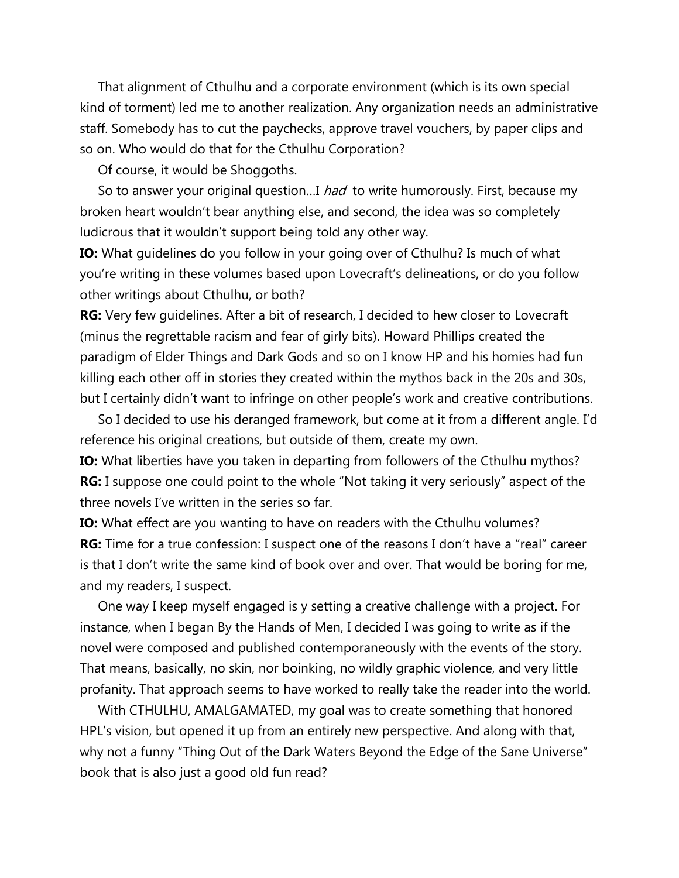That alignment of Cthulhu and a corporate environment (which is its own special kind of torment) led me to another realization. Any organization needs an administrative staff. Somebody has to cut the paychecks, approve travel vouchers, by paper clips and so on. Who would do that for the Cthulhu Corporation?

Of course, it would be Shoggoths.

So to answer your original question…I *had* to write humorously. First, because my broken heart wouldn't bear anything else, and second, the idea was so completely ludicrous that it wouldn't support being told any other way.

**IO:** What guidelines do you follow in your going over of Cthulhu? Is much of what you're writing in these volumes based upon Lovecraft's delineations, or do you follow other writings about Cthulhu, or both?

**RG:** Very few guidelines. After a bit of research, I decided to hew closer to Lovecraft (minus the regrettable racism and fear of girly bits). Howard Phillips created the paradigm of Elder Things and Dark Gods and so on I know HP and his homies had fun killing each other off in stories they created within the mythos back in the 20s and 30s, but I certainly didn't want to infringe on other people's work and creative contributions.

So I decided to use his deranged framework, but come at it from a different angle. I'd reference his original creations, but outside of them, create my own.

**IO:** What liberties have you taken in departing from followers of the Cthulhu mythos?

**RG:** I suppose one could point to the whole "Not taking it very seriously" aspect of the three novels I've written in the series so far.

**IO:** What effect are you wanting to have on readers with the Cthulhu volumes?

**RG:** Time for a true confession: I suspect one of the reasons I don't have a "real" career is that I don't write the same kind of book over and over. That would be boring for me, and my readers, I suspect.

One way I keep myself engaged is y setting a creative challenge with a project. For instance, when I began By the Hands of Men, I decided I was going to write as if the novel were composed and published contemporaneously with the events of the story. That means, basically, no skin, nor boinking, no wildly graphic violence, and very little profanity. That approach seems to have worked to really take the reader into the world.

With CTHULHU, AMALGAMATED, my goal was to create something that honored HPL's vision, but opened it up from an entirely new perspective. And along with that, why not a funny "Thing Out of the Dark Waters Beyond the Edge of the Sane Universe" book that is also just a good old fun read?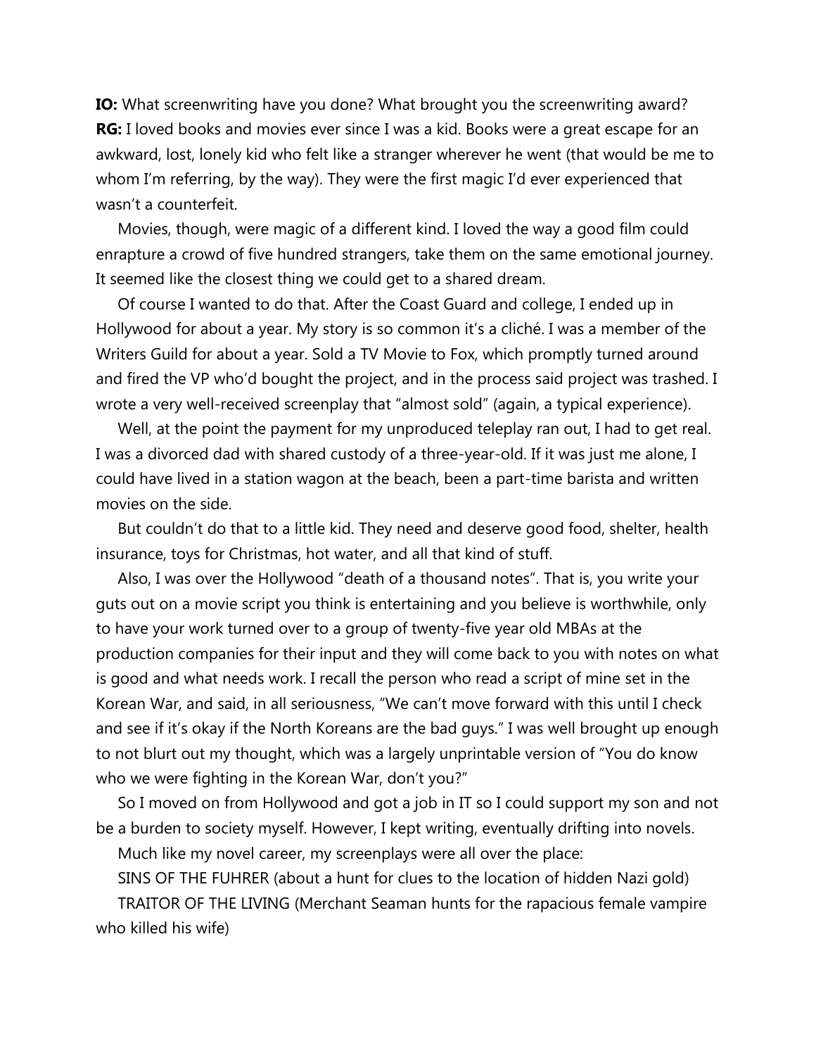**IO:** What screenwriting have you done? What brought you the screenwriting award?

**RG:** I loved books and movies ever since I was a kid. Books were a great escape for an awkward, lost, lonely kid who felt like a stranger wherever he went (that would be me to whom I'm referring, by the way). They were the first magic I'd ever experienced that wasn't a counterfeit.

Movies, though, were magic of a different kind. I loved the way a good film could enrapture a crowd of five hundred strangers, take them on the same emotional journey. It seemed like the closest thing we could get to a shared dream.

Of course I wanted to do that. After the Coast Guard and college, I ended up in Hollywood for about a year. My story is so common it's a cliché. I was a member of the Writers Guild for about a year. Sold a TV Movie to Fox, which promptly turned around and fired the VP who'd bought the project, and in the process said project was trashed. I wrote a very well-received screenplay that "almost sold" (again, a typical experience).

Well, at the point the payment for my unproduced teleplay ran out, I had to get real. I was a divorced dad with shared custody of a three-year-old. If it was just me alone, I could have lived in a station wagon at the beach, been a part-time barista and written movies on the side.

But couldn't do that to a little kid. They need and deserve good food, shelter, health insurance, toys for Christmas, hot water, and all that kind of stuff.

Also, I was over the Hollywood "death of a thousand notes". That is, you write your guts out on a movie script you think is entertaining and you believe is worthwhile, only to have your work turned over to a group of twenty-five year old MBAs at the production companies for their input and they will come back to you with notes on what is good and what needs work. I recall the person who read a script of mine set in the Korean War, and said, in all seriousness, "We can't move forward with this until I check and see if it's okay if the North Koreans are the bad guys." I was well brought up enough to not blurt out my thought, which was a largely unprintable version of "You do know who we were fighting in the Korean War, don't you?"

So I moved on from Hollywood and got a job in IT so I could support my son and not be a burden to society myself. However, I kept writing, eventually drifting into novels.

Much like my novel career, my screenplays were all over the place:

SINS OF THE FUHRER (about a hunt for clues to the location of hidden Nazi gold)

TRAITOR OF THE LIVING (Merchant Seaman hunts for the rapacious female vampire who killed his wife)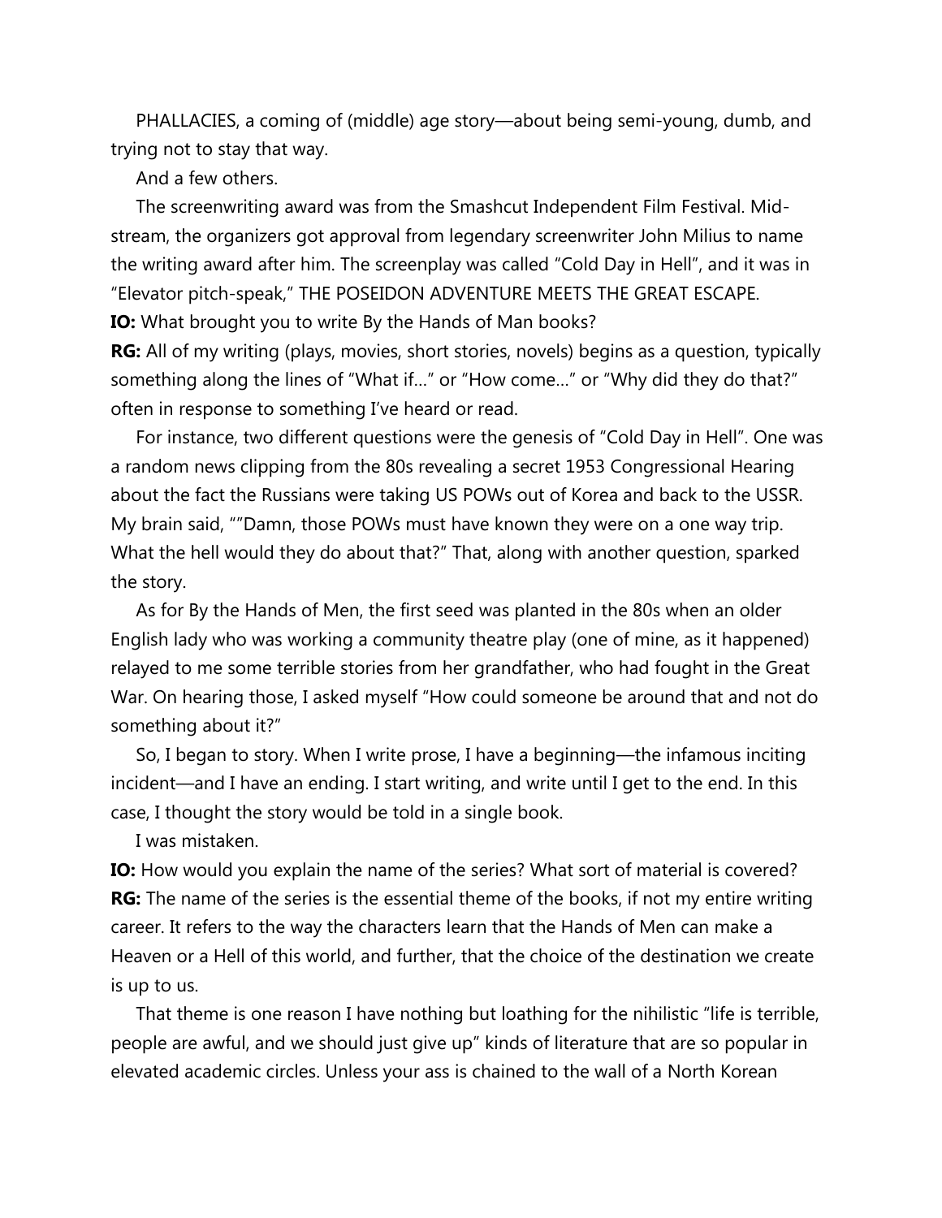PHALLACIES, a coming of (middle) age story—about being semi-young, dumb, and trying not to stay that way.

And a few others.

The screenwriting award was from the Smashcut Independent Film Festival. Mid-stream, the organizers got approval from legendary screenwriter John Milius to name the writing award after him. The screenplay was called "Cold Day in Hell", and it was in "Elevator pitch-speak," THE POSEIDON ADVENTURE MEETS THE GREAT ESCAPE.

**IO:** What brought you to write By the Hands of Man books?

**RG:** All of my writing (plays, movies, short stories, novels) begins as a question, typically something along the lines of "What if…" or "How come…" or "Why did they do that?" often in response to something I've heard or read.

For instance, two different questions were the genesis of "Cold Day in Hell". One was a random news clipping from the 80s revealing a secret 1953 Congressional Hearing about the fact the Russians were taking US POWs out of Korea and back to the USSR. My brain said, ""Damn, those POWs must have known they were on a one way trip. What the hell would they do about that?" That, along with another question, sparked the story.

As for By the Hands of Men, the first seed was planted in the 80s when an older English lady who was working a community theatre play (one of mine, as it happened) relayed to me some terrible stories from her grandfather, who had fought in the Great War. On hearing those, I asked myself "How could someone be around that and not do something about it?"

So, I began to story. When I write prose, I have a beginning—the infamous inciting incident—and I have an ending. I start writing, and write until I get to the end. In this case, I thought the story would be told in a single book.

I was mistaken.

**IO:** How would you explain the name of the series? What sort of material is covered?

**RG:** The name of the series is the essential theme of the books, if not my entire writing career. It refers to the way the characters learn that the Hands of Men can make a Heaven or a Hell of this world, and further, that the choice of the destination we create is up to us.

That theme is one reason I have nothing but loathing for the nihilistic "life is terrible, people are awful, and we should just give up" kinds of literature that are so popular in elevated academic circles. Unless your ass is chained to the wall of a North Korean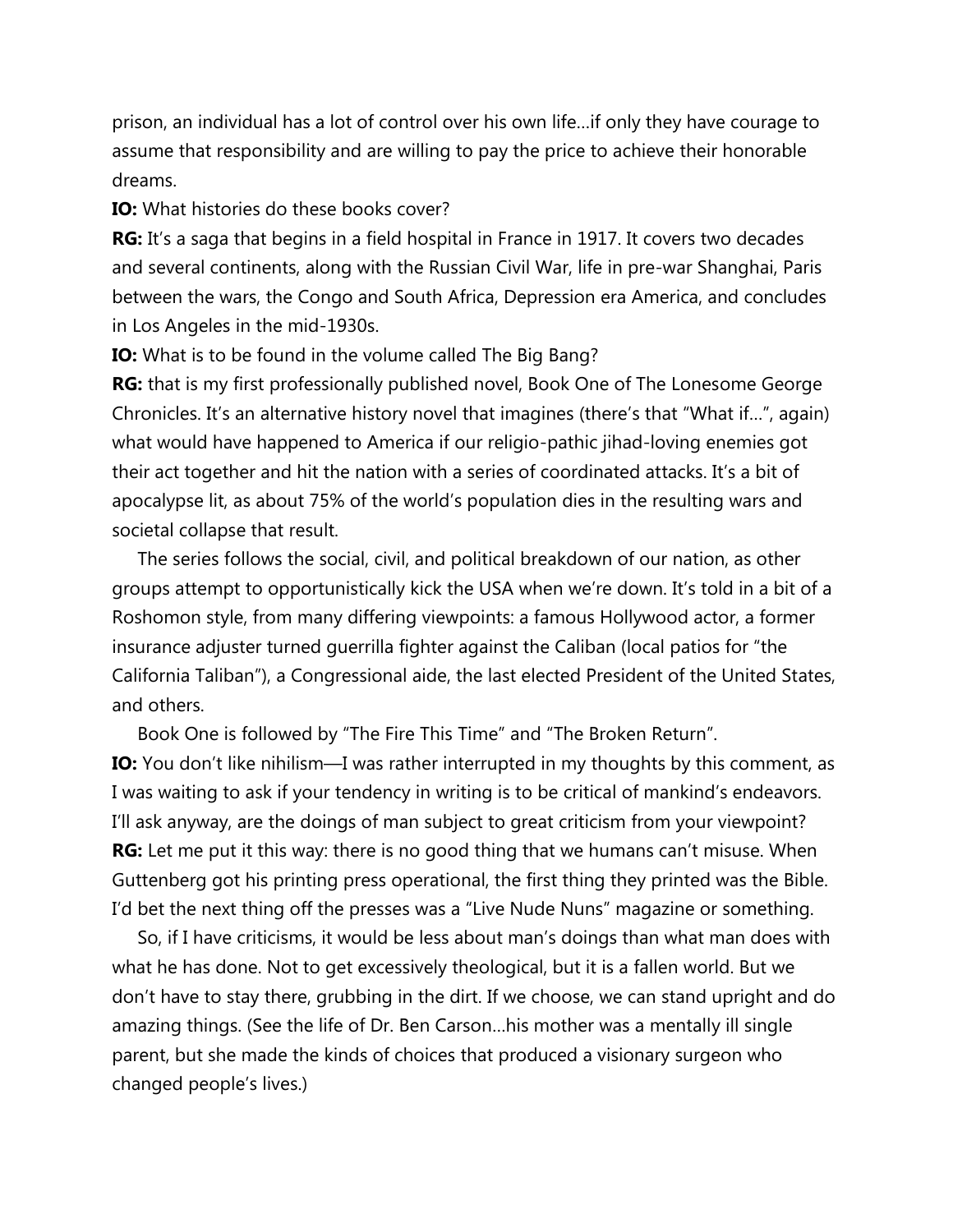prison, an individual has a lot of control over his own life…if only they have courage to assume that responsibility and are willing to pay the price to achieve their honorable dreams.

**IO:** What histories do these books cover?

**RG:** It's a saga that begins in a field hospital in France in 1917. It covers two decades and several continents, along with the Russian Civil War, life in pre-war Shanghai, Paris between the wars, the Congo and South Africa, Depression era America, and concludes in Los Angeles in the mid-1930s.

**IO:** What is to be found in the volume called The Big Bang?

**RG:** that is my first professionally published novel, Book One of The Lonesome George Chronicles. It's an alternative history novel that imagines (there's that "What if…", again) what would have happened to America if our religio-pathic jihad-loving enemies got their act together and hit the nation with a series of coordinated attacks. It's a bit of apocalypse lit, as about 75% of the world's population dies in the resulting wars and societal collapse that result.

The series follows the social, civil, and political breakdown of our nation, as other groups attempt to opportunistically kick the USA when we're down. It's told in a bit of a Roshomon style, from many differing viewpoints: a famous Hollywood actor, a former insurance adjuster turned guerrilla fighter against the Caliban (local patios for "the California Taliban"), a Congressional aide, the last elected President of the United States, and others.

Book One is followed by "The Fire This Time" and "The Broken Return".

**IO:** You don't like nihilism—I was rather interrupted in my thoughts by this comment, as I was waiting to ask if your tendency in writing is to be critical of mankind's endeavors. I'll ask anyway, are the doings of man subject to great criticism from your viewpoint?

**RG:** Let me put it this way: there is no good thing that we humans can't misuse. When Guttenberg got his printing press operational, the first thing they printed was the Bible. I'd bet the next thing off the presses was a "Live Nude Nuns" magazine or something.

So, if I have criticisms, it would be less about man's doings than what man does with what he has done. Not to get excessively theological, but it is a fallen world. But we don't have to stay there, grubbing in the dirt. If we choose, we can stand upright and do amazing things. (See the life of Dr. Ben Carson…his mother was a mentally ill single parent, but she made the kinds of choices that produced a visionary surgeon who changed people's lives.)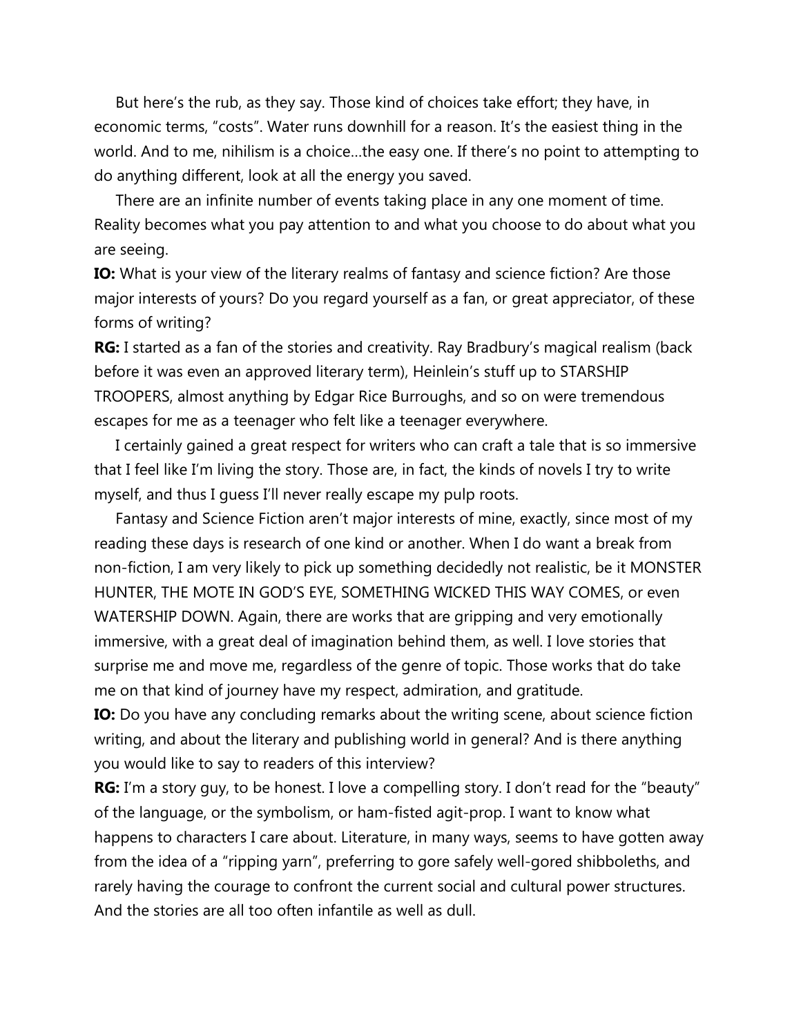But here's the rub, as they say. Those kind of choices take effort; they have, in economic terms, "costs". Water runs downhill for a reason. It's the easiest thing in the world. And to me, nihilism is a choice…the easy one. If there's no point to attempting to do anything different, look at all the energy you saved.

There are an infinite number of events taking place in any one moment of time. Reality becomes what you pay attention to and what you choose to do about what you are seeing.

**IO:** What is your view of the literary realms of fantasy and science fiction? Are those major interests of yours? Do you regard yourself as a fan, or great appreciator, of these forms of writing?

**RG:** I started as a fan of the stories and creativity. Ray Bradbury's magical realism (back before it was even an approved literary term), Heinlein's stuff up to STARSHIP TROOPERS, almost anything by Edgar Rice Burroughs, and so on were tremendous escapes for me as a teenager who felt like a teenager everywhere.

I certainly gained a great respect for writers who can craft a tale that is so immersive that I feel like I'm living the story. Those are, in fact, the kinds of novels I try to write myself, and thus I guess I'll never really escape my pulp roots.

Fantasy and Science Fiction aren't major interests of mine, exactly, since most of my reading these days is research of one kind or another. When I do want a break from non-fiction, I am very likely to pick up something decidedly not realistic, be it MONSTER HUNTER, THE MOTE IN GOD'S EYE, SOMETHING WICKED THIS WAY COMES, or even WATERSHIP DOWN. Again, there are works that are gripping and very emotionally immersive, with a great deal of imagination behind them, as well. I love stories that surprise me and move me, regardless of the genre of topic. Those works that do take me on that kind of journey have my respect, admiration, and gratitude.

**IO:** Do you have any concluding remarks about the writing scene, about science fiction writing, and about the literary and publishing world in general? And is there anything you would like to say to readers of this interview?

**RG:** I'm a story guy, to be honest. I love a compelling story. I don't read for the "beauty" of the language, or the symbolism, or ham-fisted agit-prop. I want to know what happens to characters I care about. Literature, in many ways, seems to have gotten away from the idea of a "ripping yarn", preferring to gore safely well-gored shibboleths, and rarely having the courage to confront the current social and cultural power structures. And the stories are all too often infantile as well as dull.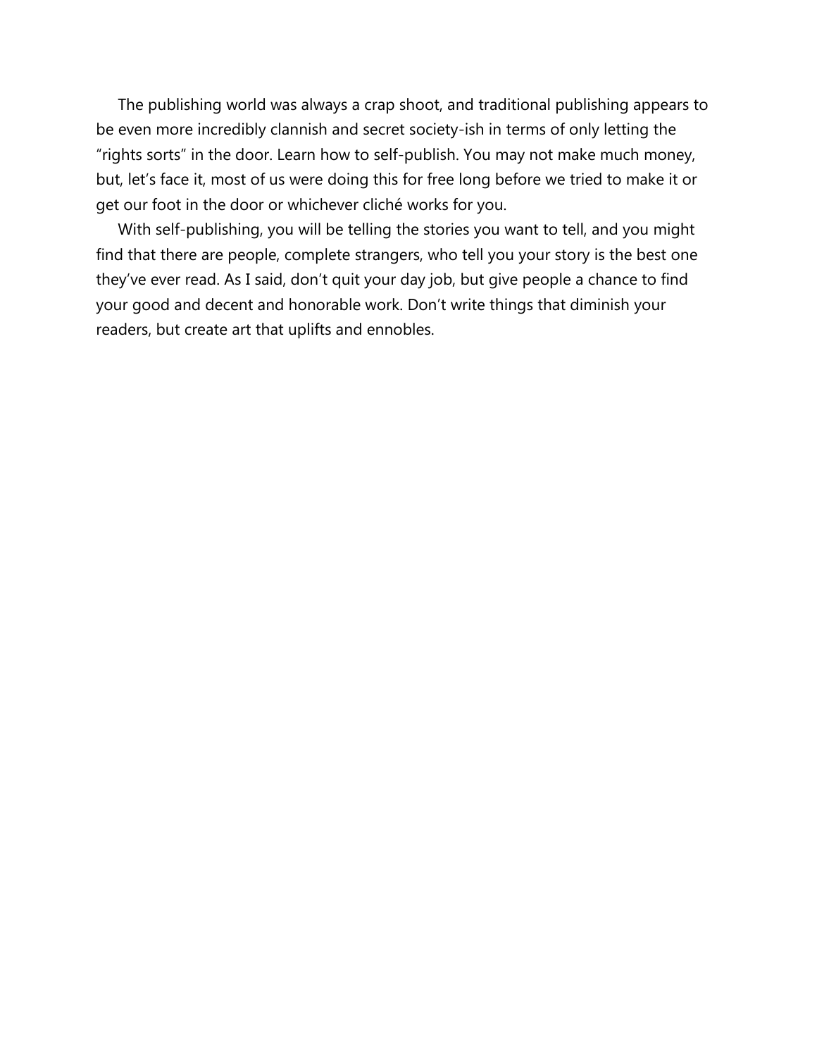The publishing world was always a crap shoot, and traditional publishing appears to be even more incredibly clannish and secret society-ish in terms of only letting the “rights sorts” in the door. Learn how to self-publish. You may not make much money, but, let’s face it, most of us were doing this for free long before we tried to make it or get our foot in the door or whichever cliché works for you.

With self-publishing, you will be telling the stories you want to tell, and you might find that there are people, complete strangers, who tell you your story is the best one they’ve ever read. As I said, don’t quit your day job, but give people a chance to find your good and decent and honorable work. Don’t write things that diminish your readers, but create art that uplifts and ennobles.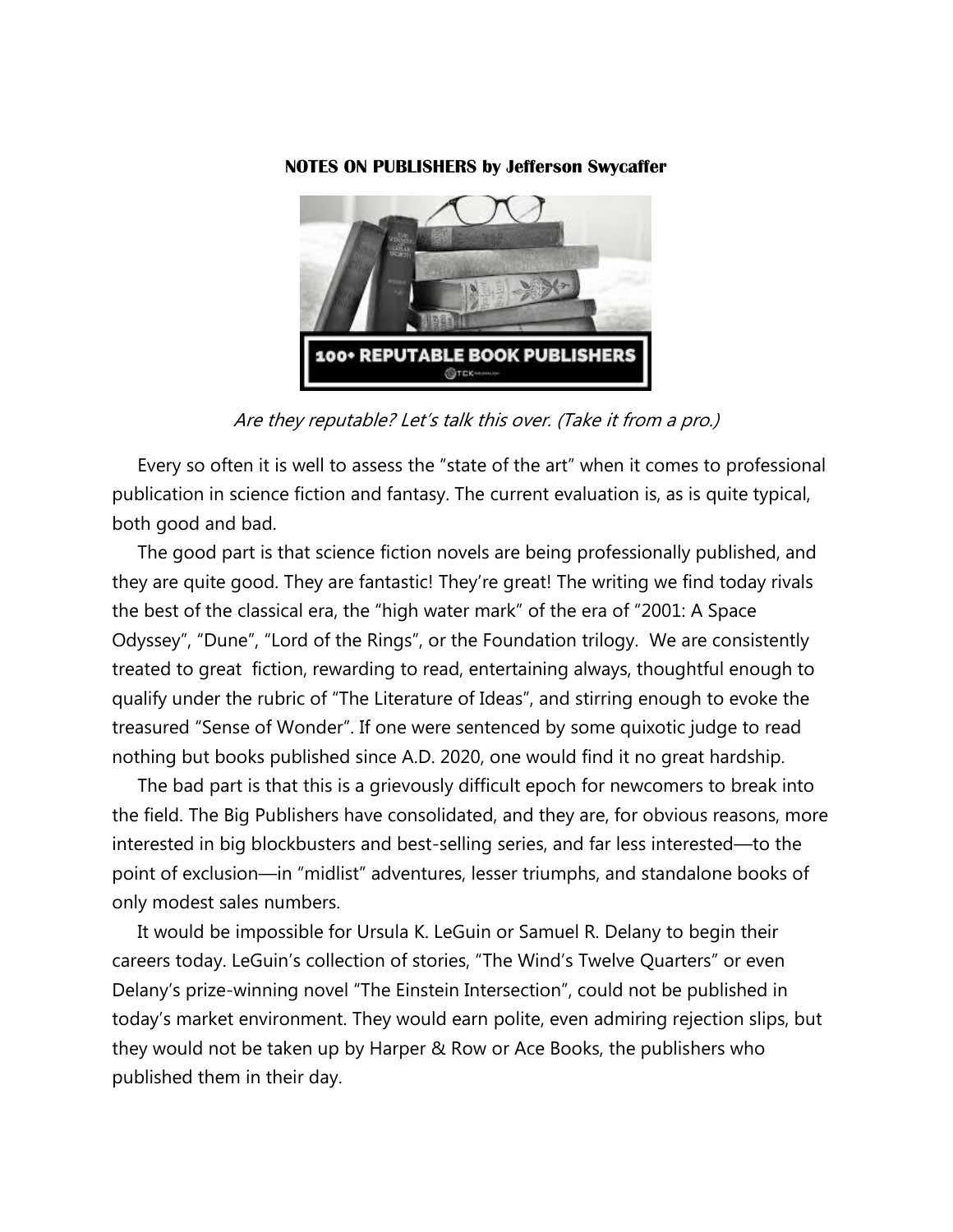**NOTES ON PUBLISHERS by Jefferson Swycaffer**

*Are they reputable? Let's talk this over. (Take it from a pro.)*

Every so often it is well to assess the "state of the art" when it comes to professional publication in science fiction and fantasy. The current evaluation is, as is quite typical, both good and bad.

The good part is that science fiction novels are being professionally published, and they are quite good. They are fantastic! They're great! The writing we find today rivals the best of the classical era, the "high water mark" of the era of "2001: A Space Odyssey", "Dune", "Lord of the Rings", or the Foundation trilogy. We are consistently treated to great fiction, rewarding to read, entertaining always, thoughtful enough to qualify under the rubric of "The Literature of Ideas", and stirring enough to evoke the treasured "Sense of Wonder". If one were sentenced by some quixotic judge to read nothing but books published since A.D. 2020, one would find it no great hardship.

The bad part is that this is a grievously difficult epoch for newcomers to break into the field. The Big Publishers have consolidated, and they are, for obvious reasons, more interested in big blockbusters and best-selling series, and far less interested—to the point of exclusion—in "midlist" adventures, lesser triumphs, and standalone books of only modest sales numbers.

It would be impossible for Ursula K. LeGuin or Samuel R. Delany to begin their careers today. LeGuin's collection of stories, "The Wind's Twelve Quarters" or even Delany's prize-winning novel "The Einstein Intersection", could not be published in today's market environment. They would earn polite, even admiring rejection slips, but they would not be taken up by Harper & Row or Ace Books, the publishers who published them in their day.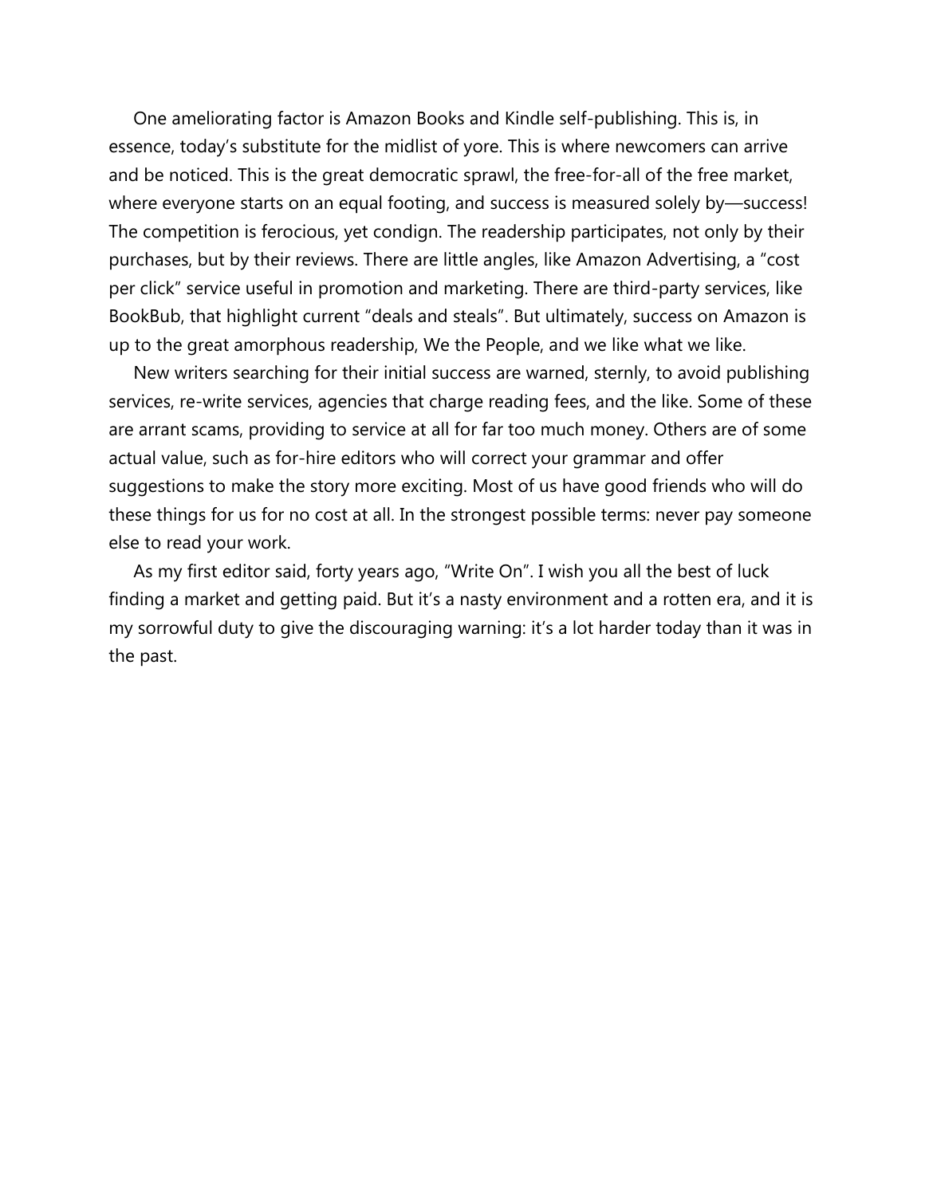One ameliorating factor is Amazon Books and Kindle self-publishing. This is, in essence, today's substitute for the midlist of yore. This is where newcomers can arrive and be noticed. This is the great democratic sprawl, the free-for-all of the free market, where everyone starts on an equal footing, and success is measured solely by—success! The competition is ferocious, yet condign. The readership participates, not only by their purchases, but by their reviews. There are little angles, like Amazon Advertising, a "cost per click" service useful in promotion and marketing. There are third-party services, like BookBub, that highlight current "deals and steals". But ultimately, success on Amazon is up to the great amorphous readership, We the People, and we like what we like.

New writers searching for their initial success are warned, sternly, to avoid publishing services, re-write services, agencies that charge reading fees, and the like. Some of these are arrant scams, providing to service at all for far too much money. Others are of some actual value, such as for-hire editors who will correct your grammar and offer suggestions to make the story more exciting. Most of us have good friends who will do these things for us for no cost at all. In the strongest possible terms: never pay someone else to read your work.

As my first editor said, forty years ago, "Write On". I wish you all the best of luck finding a market and getting paid. But it's a nasty environment and a rotten era, and it is my sorrowful duty to give the discouraging warning: it's a lot harder today than it was in the past.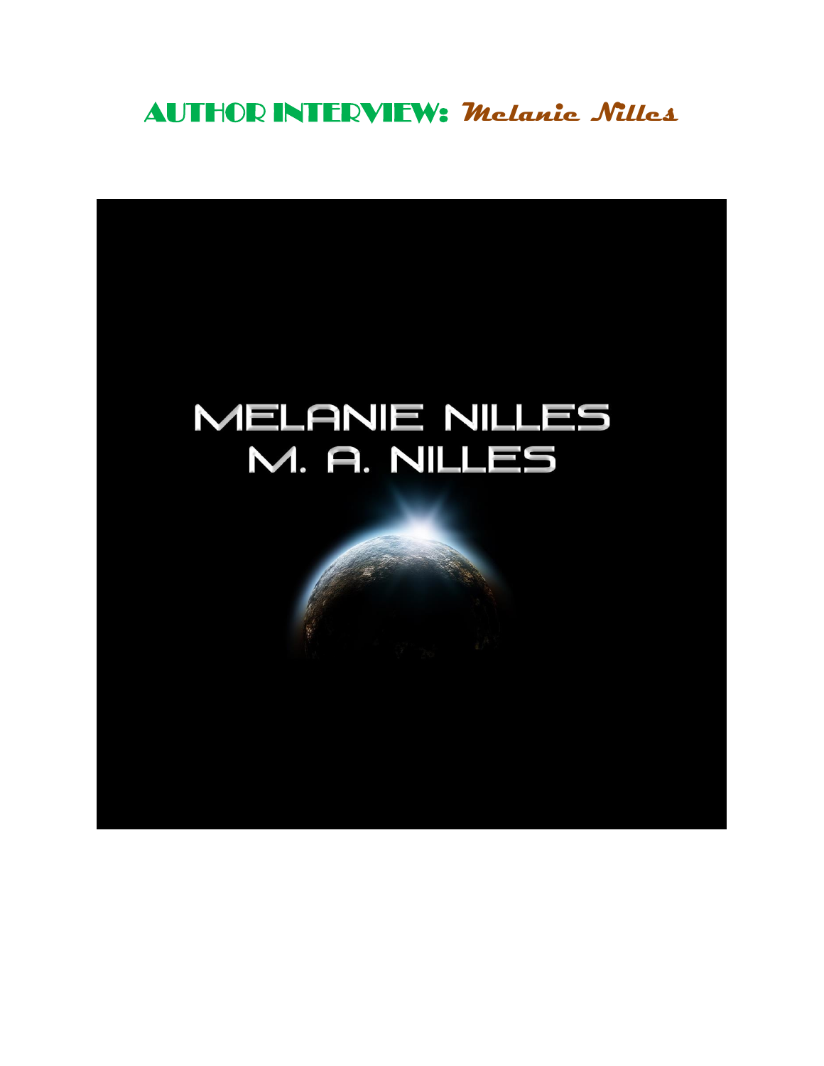# AUTHOR INTERVIEW: *Melanie Nilles*

MELANIE NILLES
M. A. NILLES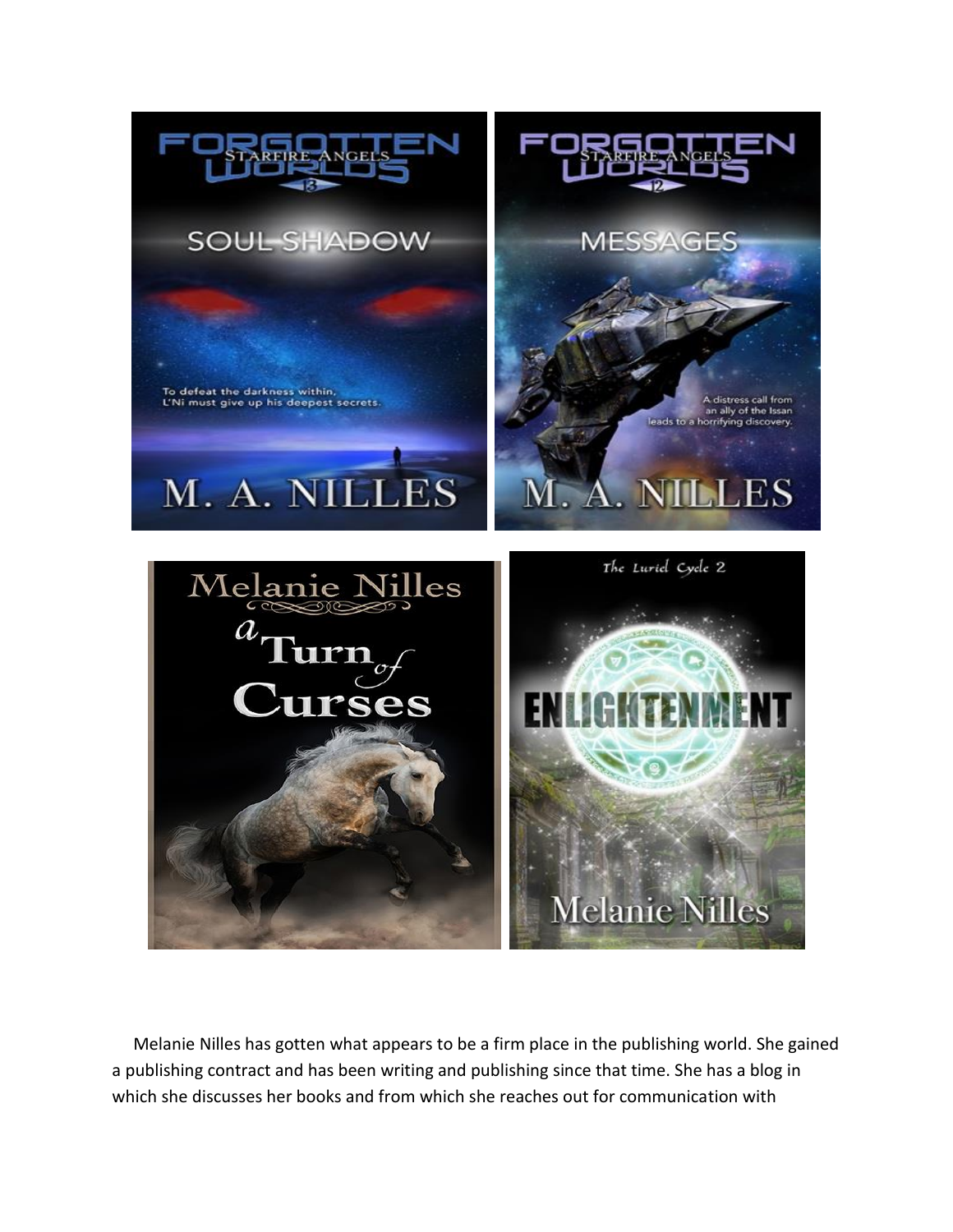Melanie Nilles has gotten what appears to be a firm place in the publishing world. She gained a publishing contract and has been writing and publishing since that time. She has a blog in which she discusses her books and from which she reaches out for communication with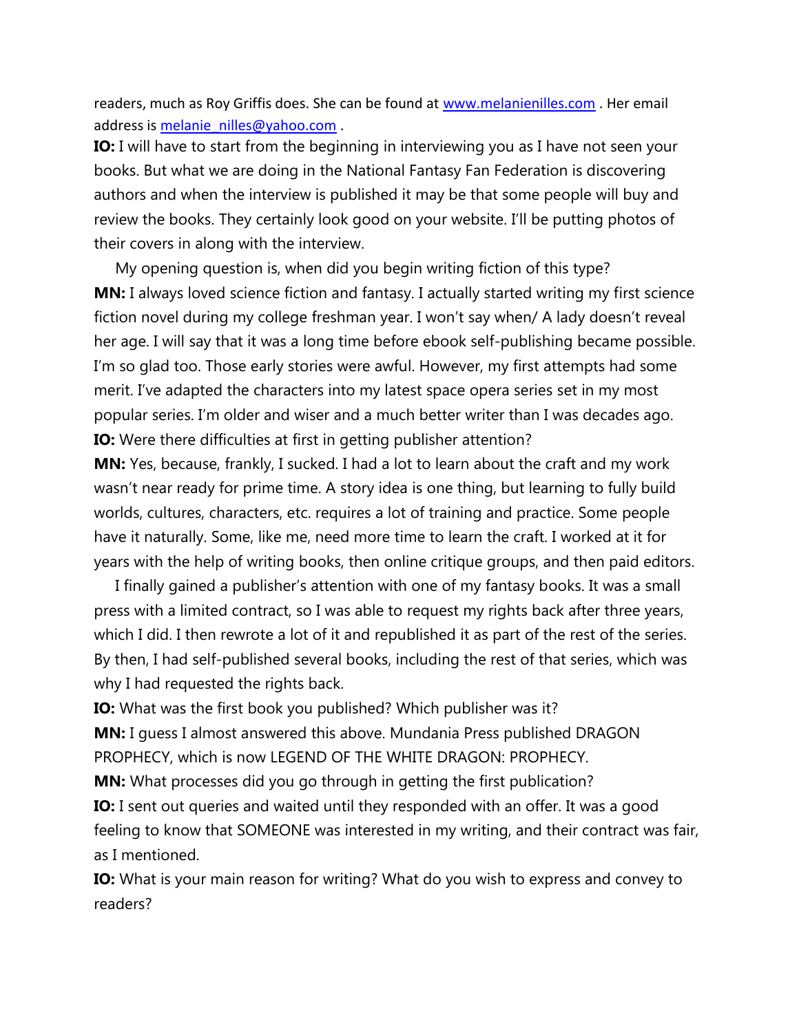readers, much as Roy Griffis does. She can be found at www.melanienilles.com . Her email address is melanie_nilles@yahoo.com .

**IO:** I will have to start from the beginning in interviewing you as I have not seen your books. But what we are doing in the National Fantasy Fan Federation is discovering authors and when the interview is published it may be that some people will buy and review the books. They certainly look good on your website. I'll be putting photos of their covers in along with the interview.

My opening question is, when did you begin writing fiction of this type?

**MN:** I always loved science fiction and fantasy. I actually started writing my first science fiction novel during my college freshman year. I won't say when/ A lady doesn't reveal her age. I will say that it was a long time before ebook self-publishing became possible. I'm so glad too. Those early stories were awful. However, my first attempts had some merit. I've adapted the characters into my latest space opera series set in my most popular series. I'm older and wiser and a much better writer than I was decades ago.

**IO:** Were there difficulties at first in getting publisher attention?

**MN:** Yes, because, frankly, I sucked. I had a lot to learn about the craft and my work wasn't near ready for prime time. A story idea is one thing, but learning to fully build worlds, cultures, characters, etc. requires a lot of training and practice. Some people have it naturally. Some, like me, need more time to learn the craft. I worked at it for years with the help of writing books, then online critique groups, and then paid editors.

I finally gained a publisher's attention with one of my fantasy books. It was a small press with a limited contract, so I was able to request my rights back after three years, which I did. I then rewrote a lot of it and republished it as part of the rest of the series. By then, I had self-published several books, including the rest of that series, which was why I had requested the rights back.

**IO:** What was the first book you published? Which publisher was it?

**MN:** I guess I almost answered this above. Mundania Press published DRAGON PROPHECY, which is now LEGEND OF THE WHITE DRAGON: PROPHECY.

**MN:** What processes did you go through in getting the first publication?

**IO:** I sent out queries and waited until they responded with an offer. It was a good feeling to know that SOMEONE was interested in my writing, and their contract was fair, as I mentioned.

**IO:** What is your main reason for writing? What do you wish to express and convey to readers?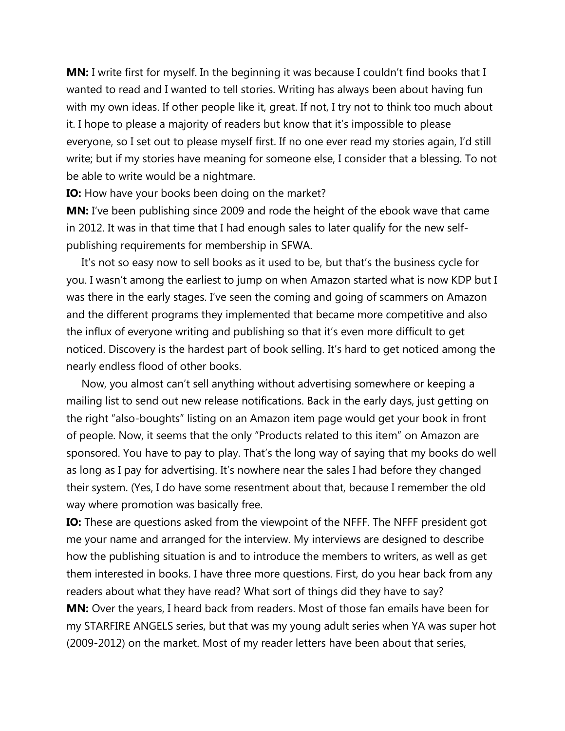**MN:** I write first for myself. In the beginning it was because I couldn't find books that I wanted to read and I wanted to tell stories. Writing has always been about having fun with my own ideas. If other people like it, great. If not, I try not to think too much about it. I hope to please a majority of readers but know that it's impossible to please everyone, so I set out to please myself first. If no one ever read my stories again, I'd still write; but if my stories have meaning for someone else, I consider that a blessing. To not be able to write would be a nightmare.

**IO:** How have your books been doing on the market?

**MN:** I've been publishing since 2009 and rode the height of the ebook wave that came in 2012. It was in that time that I had enough sales to later qualify for the new self-publishing requirements for membership in SFWA.

It's not so easy now to sell books as it used to be, but that's the business cycle for you. I wasn't among the earliest to jump on when Amazon started what is now KDP but I was there in the early stages. I've seen the coming and going of scammers on Amazon and the different programs they implemented that became more competitive and also the influx of everyone writing and publishing so that it's even more difficult to get noticed. Discovery is the hardest part of book selling. It's hard to get noticed among the nearly endless flood of other books.

Now, you almost can't sell anything without advertising somewhere or keeping a mailing list to send out new release notifications. Back in the early days, just getting on the right "also-boughts" listing on an Amazon item page would get your book in front of people. Now, it seems that the only "Products related to this item" on Amazon are sponsored. You have to pay to play. That's the long way of saying that my books do well as long as I pay for advertising. It's nowhere near the sales I had before they changed their system. (Yes, I do have some resentment about that, because I remember the old way where promotion was basically free.

**IO:** These are questions asked from the viewpoint of the NFFF. The NFFF president got me your name and arranged for the interview. My interviews are designed to describe how the publishing situation is and to introduce the members to writers, as well as get them interested in books. I have three more questions. First, do you hear back from any readers about what they have read? What sort of things did they have to say?

**MN:** Over the years, I heard back from readers. Most of those fan emails have been for my STARFIRE ANGELS series, but that was my young adult series when YA was super hot (2009-2012) on the market. Most of my reader letters have been about that series,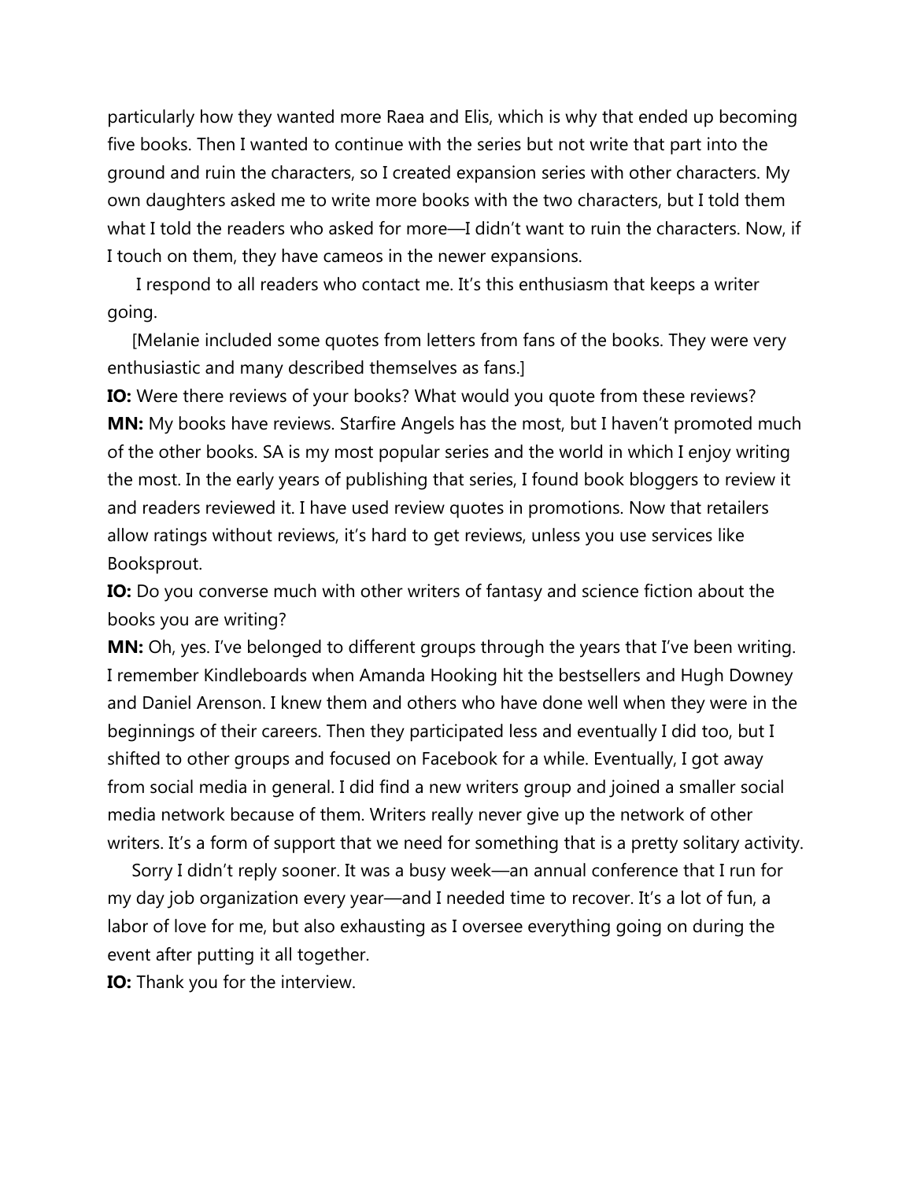particularly how they wanted more Raea and Elis, which is why that ended up becoming five books. Then I wanted to continue with the series but not write that part into the ground and ruin the characters, so I created expansion series with other characters. My own daughters asked me to write more books with the two characters, but I told them what I told the readers who asked for more—I didn't want to ruin the characters. Now, if I touch on them, they have cameos in the newer expansions.

I respond to all readers who contact me. It's this enthusiasm that keeps a writer going.

[Melanie included some quotes from letters from fans of the books. They were very enthusiastic and many described themselves as fans.]

**IO:** Were there reviews of your books? What would you quote from these reviews?

**MN:** My books have reviews. Starfire Angels has the most, but I haven't promoted much of the other books. SA is my most popular series and the world in which I enjoy writing the most. In the early years of publishing that series, I found book bloggers to review it and readers reviewed it. I have used review quotes in promotions. Now that retailers allow ratings without reviews, it's hard to get reviews, unless you use services like Booksprout.

**IO:** Do you converse much with other writers of fantasy and science fiction about the books you are writing?

**MN:** Oh, yes. I've belonged to different groups through the years that I've been writing. I remember Kindleboards when Amanda Hooking hit the bestsellers and Hugh Downey and Daniel Arenson. I knew them and others who have done well when they were in the beginnings of their careers. Then they participated less and eventually I did too, but I shifted to other groups and focused on Facebook for a while. Eventually, I got away from social media in general. I did find a new writers group and joined a smaller social media network because of them. Writers really never give up the network of other writers. It's a form of support that we need for something that is a pretty solitary activity.

Sorry I didn't reply sooner. It was a busy week—an annual conference that I run for my day job organization every year—and I needed time to recover. It's a lot of fun, a labor of love for me, but also exhausting as I oversee everything going on during the event after putting it all together.

**IO:** Thank you for the interview.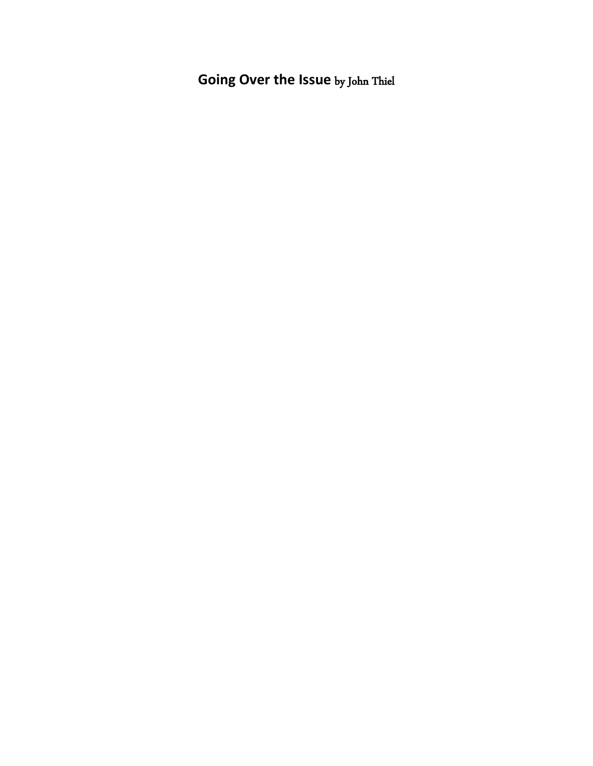**Going Over the Issue** by John Thiel